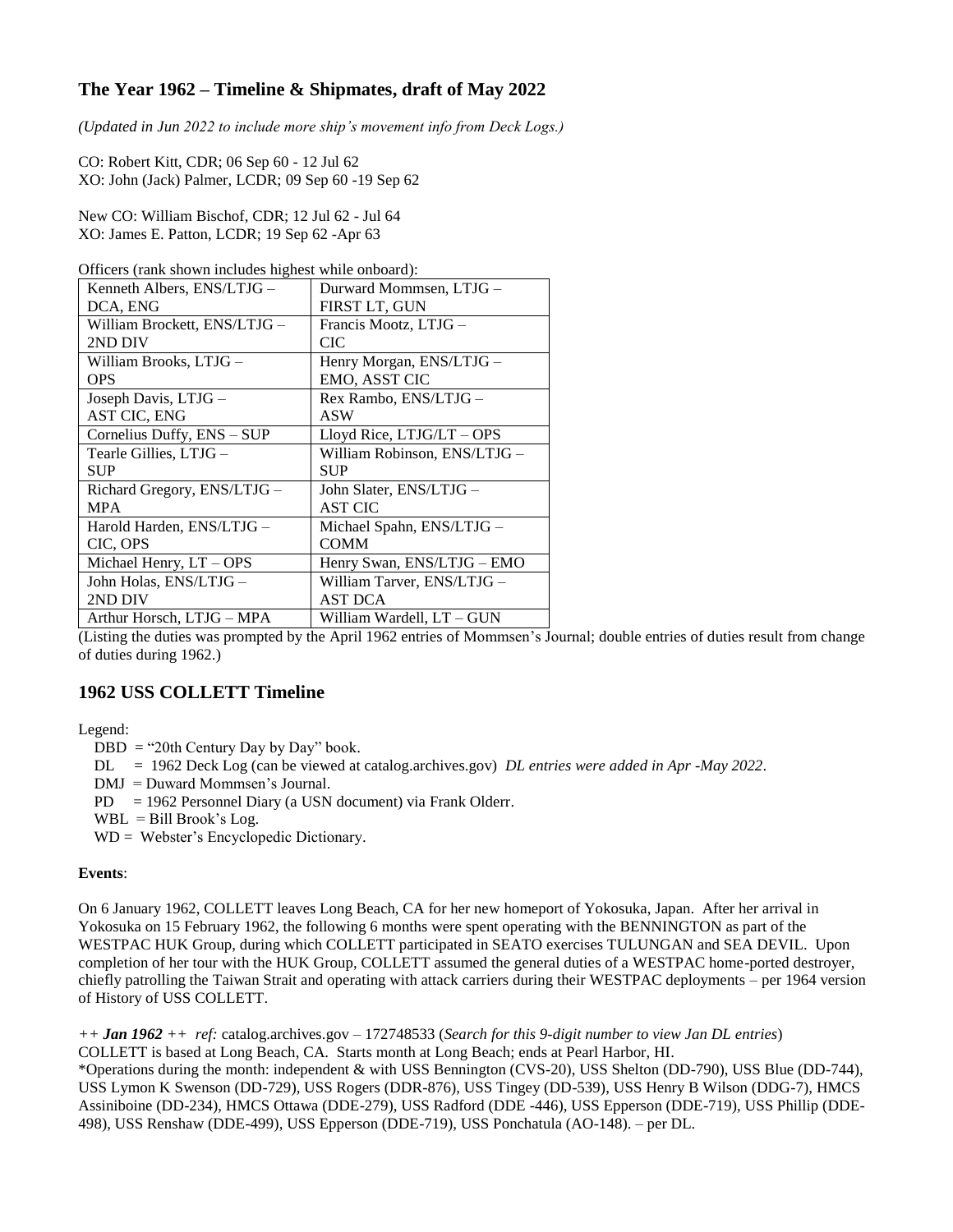## The Year 1962 – Timeline & Shipmates, draft of May 2022

*(Updated in Jun 2022 to include more ship's movement info from Deck Logs.)*

CO: Robert Kitt, CDR; 06 Sep 60 - 12 Jul 62
XO: John (Jack) Palmer, LCDR; 09 Sep 60 -19 Sep 62

New CO: William Bischof, CDR; 12 Jul 62 - Jul 64
XO: James E. Patton, LCDR; 19 Sep 62 -Apr 63

Officers (rank shown includes highest while onboard):

| | |
|---|---|
| Kenneth Albers, ENS/LTJG – DCA, ENG | Durward Mommsen, LTJG – FIRST LT, GUN |
| William Brockett, ENS/LTJG – 2ND DIV | Francis Mootz, LTJG – CIC |
| William Brooks, LTJG – OPS | Henry Morgan, ENS/LTJG – EMO, ASST CIC |
| Joseph Davis, LTJG – AST CIC, ENG | Rex Rambo, ENS/LTJG – ASW |
| Cornelius Duffy, ENS – SUP | Lloyd Rice, LTJG/LT – OPS |
| Tearle Gillies, LTJG – SUP | William Robinson, ENS/LTJG – SUP |
| Richard Gregory, ENS/LTJG – MPA | John Slater, ENS/LTJG – AST CIC |
| Harold Harden, ENS/LTJG – CIC, OPS | Michael Spahn, ENS/LTJG – COMM |
| Michael Henry, LT – OPS | Henry Swan, ENS/LTJG – EMO |
| John Holas, ENS/LTJG – 2ND DIV | William Tarver, ENS/LTJG – AST DCA |
| Arthur Horsch, LTJG – MPA | William Wardell, LT – GUN |

(Listing the duties was prompted by the April 1962 entries of Mommsen's Journal; double entries of duties result from change of duties during 1962.)

## 1962 USS COLLETT Timeline

Legend:

- DBD = "20th Century Day by Day" book.
- DL = 1962 Deck Log (can be viewed at catalog.archives.gov) *DL entries were added in Apr -May 2022*.
- DMJ = Duward Mommsen's Journal.
- PD = 1962 Personnel Diary (a USN document) via Frank Olderr.
- WBL = Bill Brook's Log.
- WD = Webster's Encyclopedic Dictionary.

**Events**:

On 6 January 1962, COLLETT leaves Long Beach, CA for her new homeport of Yokosuka, Japan. After her arrival in Yokosuka on 15 February 1962, the following 6 months were spent operating with the BENNINGTON as part of the WESTPAC HUK Group, during which COLLETT participated in SEATO exercises TULUNGAN and SEA DEVIL. Upon completion of her tour with the HUK Group, COLLETT assumed the general duties of a WESTPAC home-ported destroyer, chiefly patrolling the Taiwan Strait and operating with attack carriers during their WESTPAC deployments – per 1964 version of History of USS COLLETT.

*++ **Jan 1962** ++ ref:* catalog.archives.gov – 172748533 (*Search for this 9-digit number to view Jan DL entries*)
COLLETT is based at Long Beach, CA. Starts month at Long Beach; ends at Pearl Harbor, HI.
*Operations during the month: independent & with USS Bennington (CVS-20), USS Shelton (DD-790), USS Blue (DD-744), USS Lymon K Swenson (DD-729), USS Rogers (DDR-876), USS Tingey (DD-539), USS Henry B Wilson (DDG-7), HMCS Assiniboine (DD-234), HMCS Ottawa (DDE-279), USS Radford (DDE -446), USS Epperson (DDE-719), USS Phillip (DDE-498), USS Renshaw (DDE-499), USS Epperson (DDE-719), USS Ponchatula (AO-148). – per DL.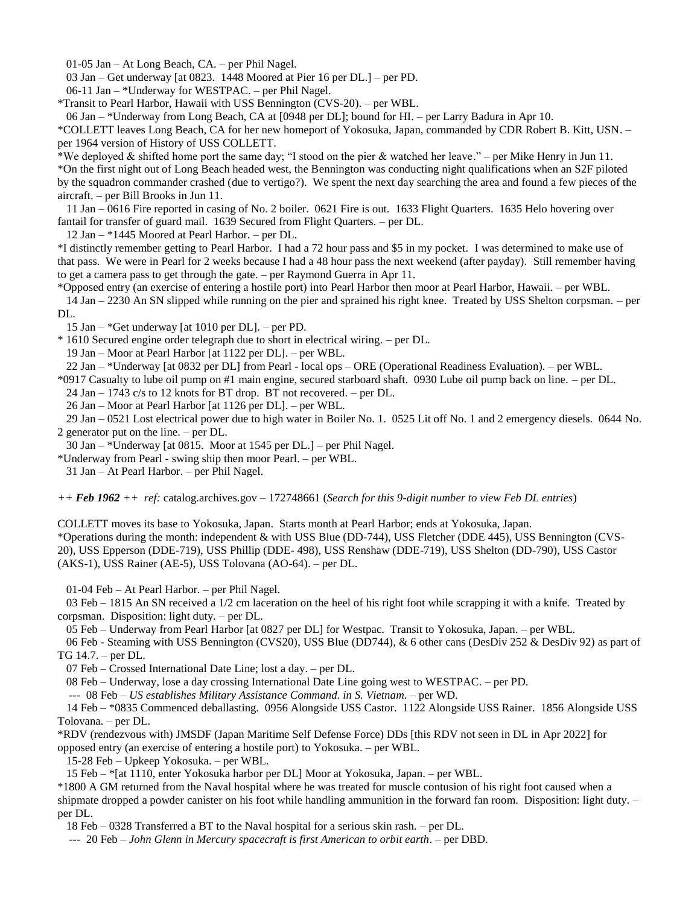01-05 Jan – At Long Beach, CA. – per Phil Nagel.

03 Jan – Get underway [at 0823. 1448 Moored at Pier 16 per DL.] – per PD.

06-11 Jan – *Underway for WESTPAC. – per Phil Nagel.

*Transit to Pearl Harbor, Hawaii with USS Bennington (CVS-20). – per WBL.

06 Jan – *Underway from Long Beach, CA at [0948 per DL]; bound for HI. – per Larry Badura in Apr 10.

*COLLETT leaves Long Beach, CA for her new homeport of Yokosuka, Japan, commanded by CDR Robert B. Kitt, USN. – per 1964 version of History of USS COLLETT.

*We deployed & shifted home port the same day; "I stood on the pier & watched her leave." – per Mike Henry in Jun 11.

*On the first night out of Long Beach headed west, the Bennington was conducting night qualifications when an S2F piloted by the squadron commander crashed (due to vertigo?). We spent the next day searching the area and found a few pieces of the aircraft. – per Bill Brooks in Jun 11.

11 Jan – 0616 Fire reported in casing of No. 2 boiler. 0621 Fire is out. 1633 Flight Quarters. 1635 Helo hovering over fantail for transfer of guard mail. 1639 Secured from Flight Quarters. – per DL.

12 Jan – *1445 Moored at Pearl Harbor. – per DL.

*I distinctly remember getting to Pearl Harbor. I had a 72 hour pass and $5 in my pocket. I was determined to make use of that pass. We were in Pearl for 2 weeks because I had a 48 hour pass the next weekend (after payday). Still remember having to get a camera pass to get through the gate. – per Raymond Guerra in Apr 11.

*Opposed entry (an exercise of entering a hostile port) into Pearl Harbor then moor at Pearl Harbor, Hawaii. – per WBL.

14 Jan – 2230 An SN slipped while running on the pier and sprained his right knee. Treated by USS Shelton corpsman. – per DL.

15 Jan – *Get underway [at 1010 per DL]. – per PD.

* 1610 Secured engine order telegraph due to short in electrical wiring. – per DL.

19 Jan – Moor at Pearl Harbor [at 1122 per DL]. – per WBL.

22 Jan – *Underway [at 0832 per DL] from Pearl - local ops – ORE (Operational Readiness Evaluation). – per WBL.

*0917 Casualty to lube oil pump on #1 main engine, secured starboard shaft. 0930 Lube oil pump back on line. – per DL.

24 Jan – 1743 c/s to 12 knots for BT drop. BT not recovered. – per DL.

26 Jan – Moor at Pearl Harbor [at 1126 per DL]. – per WBL.

29 Jan – 0521 Lost electrical power due to high water in Boiler No. 1. 0525 Lit off No. 1 and 2 emergency diesels. 0644 No. 2 generator put on the line. – per DL.

30 Jan – *Underway [at 0815. Moor at 1545 per DL.] – per Phil Nagel.

*Underway from Pearl - swing ship then moor Pearl. – per WBL.

31 Jan – At Pearl Harbor. – per Phil Nagel.

*++ **Feb 1962** ++ ref:* catalog.archives.gov – 172748661 (*Search for this 9-digit number to view Feb DL entries*)

COLLETT moves its base to Yokosuka, Japan. Starts month at Pearl Harbor; ends at Yokosuka, Japan.

*Operations during the month: independent & with USS Blue (DD-744), USS Fletcher (DDE 445), USS Bennington (CVS-20), USS Epperson (DDE-719), USS Phillip (DDE- 498), USS Renshaw (DDE-719), USS Shelton (DD-790), USS Castor (AKS-1), USS Rainer (AE-5), USS Tolovana (AO-64). – per DL.

01-04 Feb – At Pearl Harbor. – per Phil Nagel.

03 Feb – 1815 An SN received a 1/2 cm laceration on the heel of his right foot while scrapping it with a knife. Treated by corpsman. Disposition: light duty. – per DL.

05 Feb – Underway from Pearl Harbor [at 0827 per DL] for Westpac. Transit to Yokosuka, Japan. – per WBL.

06 Feb - Steaming with USS Bennington (CVS20), USS Blue (DD744), & 6 other cans (DesDiv 252 & DesDiv 92) as part of TG 14.7. – per DL.

07 Feb – Crossed International Date Line; lost a day. – per DL.

08 Feb – Underway, lose a day crossing International Date Line going west to WESTPAC. – per PD.

--- 08 Feb – *US establishes Military Assistance Command. in S. Vietnam.* – per WD.

14 Feb – *0835 Commenced deballasting. 0956 Alongside USS Castor. 1122 Alongside USS Rainer. 1856 Alongside USS Tolovana. – per DL.

*RDV (rendezvous with) JMSDF (Japan Maritime Self Defense Force) DDs [this RDV not seen in DL in Apr 2022] for opposed entry (an exercise of entering a hostile port) to Yokosuka. – per WBL.

15-28 Feb – Upkeep Yokosuka. – per WBL.

15 Feb – *[at 1110, enter Yokosuka harbor per DL] Moor at Yokosuka, Japan. – per WBL.

*1800 A GM returned from the Naval hospital where he was treated for muscle contusion of his right foot caused when a shipmate dropped a powder canister on his foot while handling ammunition in the forward fan room. Disposition: light duty. – per DL.

18 Feb – 0328 Transferred a BT to the Naval hospital for a serious skin rash. – per DL.

--- 20 Feb – *John Glenn in Mercury spacecraft is first American to orbit earth*. – per DBD.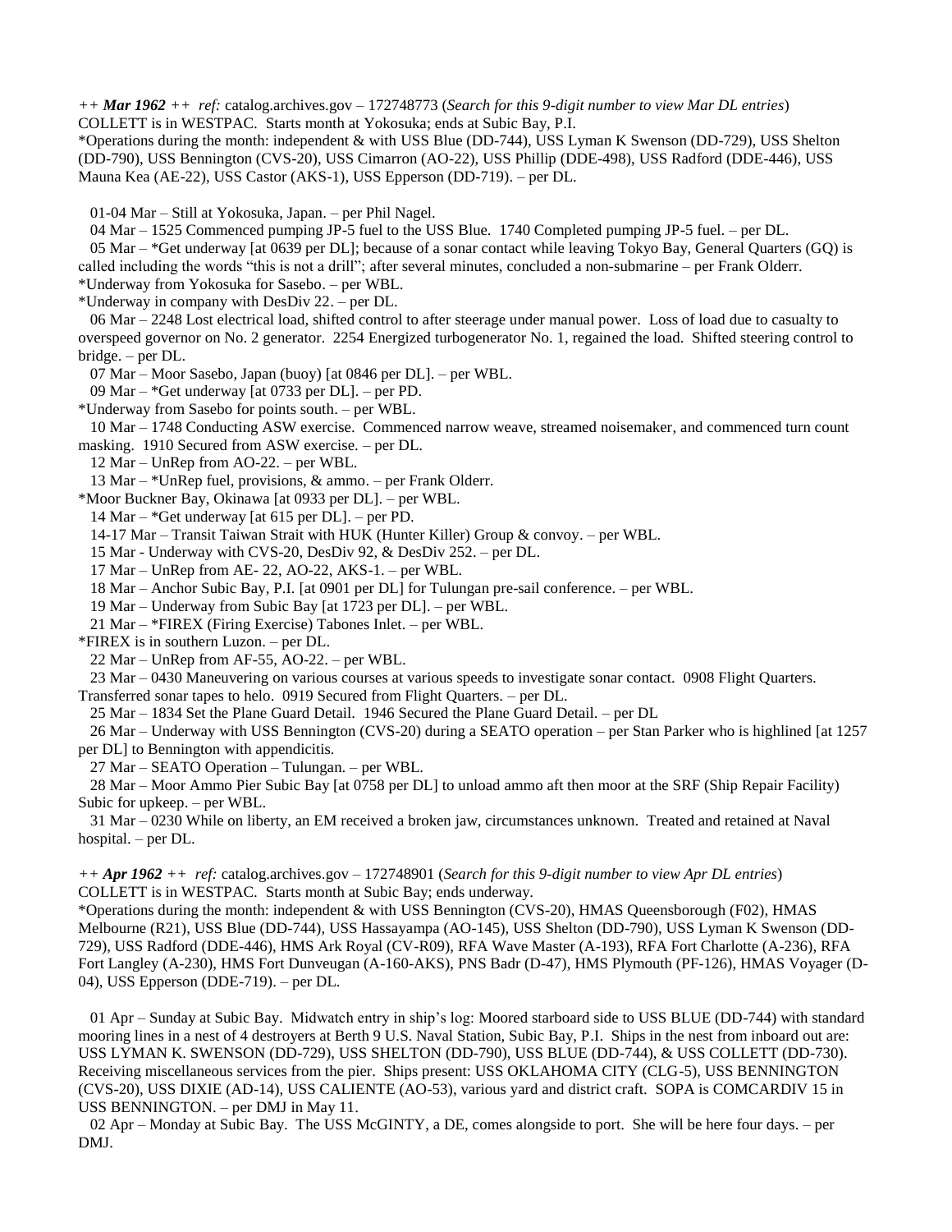*++ **Mar 1962** ++ ref:* catalog.archives.gov – 172748773 (*Search for this 9-digit number to view Mar DL entries*)
COLLETT is in WESTPAC. Starts month at Yokosuka; ends at Subic Bay, P.I.
*Operations during the month: independent & with USS Blue (DD-744), USS Lyman K Swenson (DD-729), USS Shelton (DD-790), USS Bennington (CVS-20), USS Cimarron (AO-22), USS Phillip (DDE-498), USS Radford (DDE-446), USS Mauna Kea (AE-22), USS Castor (AKS-1), USS Epperson (DD-719). – per DL.

01-04 Mar – Still at Yokosuka, Japan. – per Phil Nagel.

04 Mar – 1525 Commenced pumping JP-5 fuel to the USS Blue. 1740 Completed pumping JP-5 fuel. – per DL.

05 Mar – *Get underway [at 0639 per DL]; because of a sonar contact while leaving Tokyo Bay, General Quarters (GQ) is called including the words "this is not a drill"; after several minutes, concluded a non-submarine – per Frank Olderr.
*Underway from Yokosuka for Sasebo. – per WBL.
*Underway in company with DesDiv 22. – per DL.

06 Mar – 2248 Lost electrical load, shifted control to after steerage under manual power. Loss of load due to casualty to overspeed governor on No. 2 generator. 2254 Energized turbogenerator No. 1, regained the load. Shifted steering control to bridge. – per DL.

07 Mar – Moor Sasebo, Japan (buoy) [at 0846 per DL]. – per WBL.

09 Mar – *Get underway [at 0733 per DL]. – per PD.
*Underway from Sasebo for points south. – per WBL.

10 Mar – 1748 Conducting ASW exercise. Commenced narrow weave, streamed noisemaker, and commenced turn count masking. 1910 Secured from ASW exercise. – per DL.

12 Mar – UnRep from AO-22. – per WBL.

13 Mar – *UnRep fuel, provisions, & ammo. – per Frank Olderr.
*Moor Buckner Bay, Okinawa [at 0933 per DL]. – per WBL.

14 Mar – *Get underway [at 615 per DL]. – per PD.

14-17 Mar – Transit Taiwan Strait with HUK (Hunter Killer) Group & convoy. – per WBL.

15 Mar - Underway with CVS-20, DesDiv 92, & DesDiv 252. – per DL.

17 Mar – UnRep from AE- 22, AO-22, AKS-1. – per WBL.

18 Mar – Anchor Subic Bay, P.I. [at 0901 per DL] for Tulungan pre-sail conference. – per WBL.

19 Mar – Underway from Subic Bay [at 1723 per DL]. – per WBL.

21 Mar – *FIREX (Firing Exercise) Tabones Inlet. – per WBL.
*FIREX is in southern Luzon. – per DL.

22 Mar – UnRep from AF-55, AO-22. – per WBL.

23 Mar – 0430 Maneuvering on various courses at various speeds to investigate sonar contact. 0908 Flight Quarters. Transferred sonar tapes to helo. 0919 Secured from Flight Quarters. – per DL.

25 Mar – 1834 Set the Plane Guard Detail. 1946 Secured the Plane Guard Detail. – per DL

26 Mar – Underway with USS Bennington (CVS-20) during a SEATO operation – per Stan Parker who is highlined [at 1257 per DL] to Bennington with appendicitis.

27 Mar – SEATO Operation – Tulungan. – per WBL.

28 Mar – Moor Ammo Pier Subic Bay [at 0758 per DL] to unload ammo aft then moor at the SRF (Ship Repair Facility) Subic for upkeep. – per WBL.

31 Mar – 0230 While on liberty, an EM received a broken jaw, circumstances unknown. Treated and retained at Naval hospital. – per DL.

*++ **Apr 1962** ++ ref:* catalog.archives.gov – 172748901 (*Search for this 9-digit number to view Apr DL entries*)
COLLETT is in WESTPAC. Starts month at Subic Bay; ends underway.
*Operations during the month: independent & with USS Bennington (CVS-20), HMAS Queensborough (F02), HMAS Melbourne (R21), USS Blue (DD-744), USS Hassayampa (AO-145), USS Shelton (DD-790), USS Lyman K Swenson (DD-729), USS Radford (DDE-446), HMS Ark Royal (CV-R09), RFA Wave Master (A-193), RFA Fort Charlotte (A-236), RFA Fort Langley (A-230), HMS Fort Dunveugan (A-160-AKS), PNS Badr (D-47), HMS Plymouth (PF-126), HMAS Voyager (D-04), USS Epperson (DDE-719). – per DL.

01 Apr – Sunday at Subic Bay. Midwatch entry in ship's log: Moored starboard side to USS BLUE (DD-744) with standard mooring lines in a nest of 4 destroyers at Berth 9 U.S. Naval Station, Subic Bay, P.I. Ships in the nest from inboard out are: USS LYMAN K. SWENSON (DD-729), USS SHELTON (DD-790), USS BLUE (DD-744), & USS COLLETT (DD-730). Receiving miscellaneous services from the pier. Ships present: USS OKLAHOMA CITY (CLG-5), USS BENNINGTON (CVS-20), USS DIXIE (AD-14), USS CALIENTE (AO-53), various yard and district craft. SOPA is COMCARDIV 15 in USS BENNINGTON. – per DMJ in May 11.

02 Apr – Monday at Subic Bay. The USS McGINTY, a DE, comes alongside to port. She will be here four days. – per DMJ.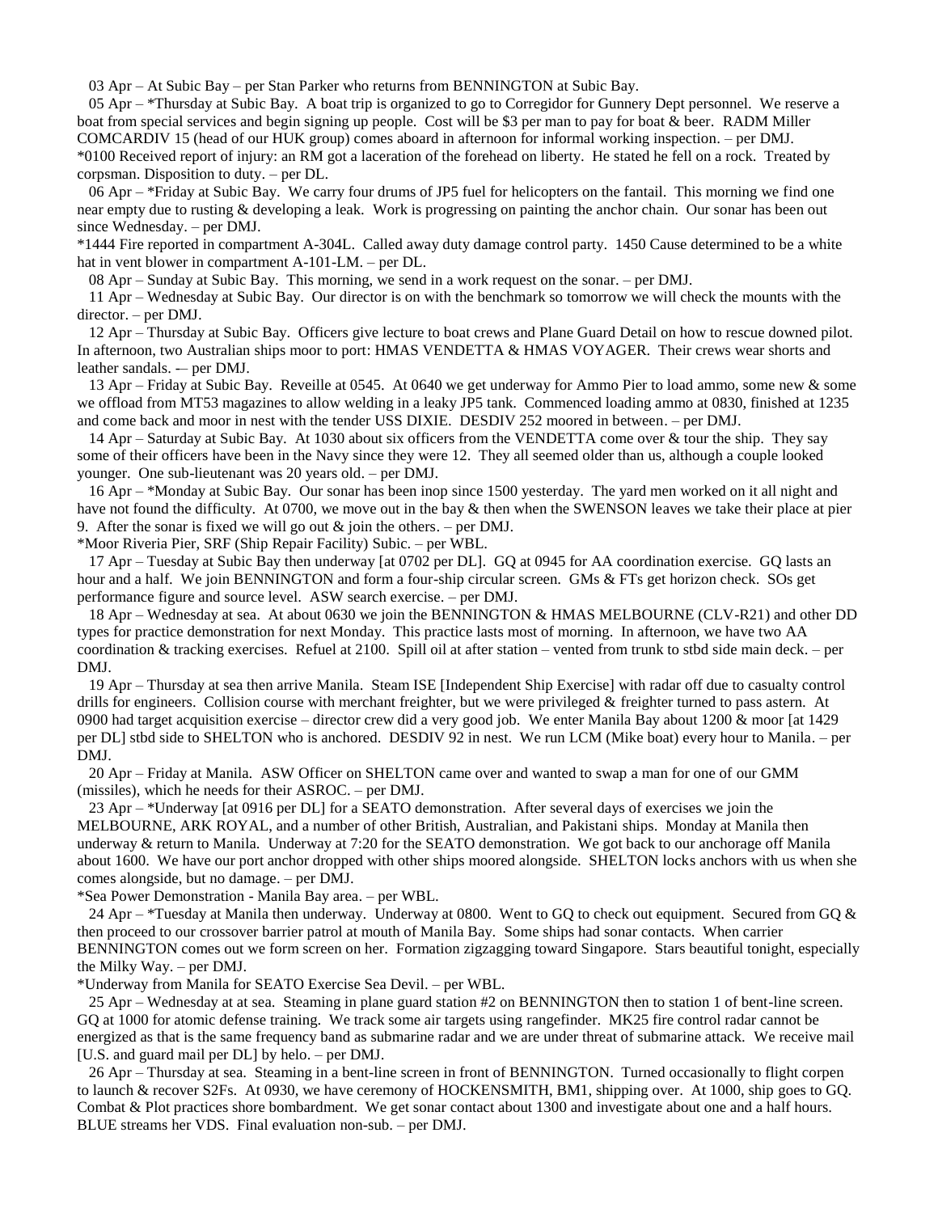03 Apr – At Subic Bay – per Stan Parker who returns from BENNINGTON at Subic Bay.

05 Apr – *Thursday at Subic Bay. A boat trip is organized to go to Corregidor for Gunnery Dept personnel. We reserve a boat from special services and begin signing up people. Cost will be $3 per man to pay for boat & beer. RADM Miller COMCARDIV 15 (head of our HUK group) comes aboard in afternoon for informal working inspection. – per DMJ.
*0100 Received report of injury: an RM got a laceration of the forehead on liberty. He stated he fell on a rock. Treated by corpsman. Disposition to duty. – per DL.

06 Apr – *Friday at Subic Bay. We carry four drums of JP5 fuel for helicopters on the fantail. This morning we find one near empty due to rusting & developing a leak. Work is progressing on painting the anchor chain. Our sonar has been out since Wednesday. – per DMJ.
*1444 Fire reported in compartment A-304L. Called away duty damage control party. 1450 Cause determined to be a white hat in vent blower in compartment A-101-LM. – per DL.

08 Apr – Sunday at Subic Bay. This morning, we send in a work request on the sonar. – per DMJ.

11 Apr – Wednesday at Subic Bay. Our director is on with the benchmark so tomorrow we will check the mounts with the director. – per DMJ.

12 Apr – Thursday at Subic Bay. Officers give lecture to boat crews and Plane Guard Detail on how to rescue downed pilot. In afternoon, two Australian ships moor to port: HMAS VENDETTA & HMAS VOYAGER. Their crews wear shorts and leather sandals. -– per DMJ.

13 Apr – Friday at Subic Bay. Reveille at 0545. At 0640 we get underway for Ammo Pier to load ammo, some new & some we offload from MT53 magazines to allow welding in a leaky JP5 tank. Commenced loading ammo at 0830, finished at 1235 and come back and moor in nest with the tender USS DIXIE. DESDIV 252 moored in between. – per DMJ.

14 Apr – Saturday at Subic Bay. At 1030 about six officers from the VENDETTA come over & tour the ship. They say some of their officers have been in the Navy since they were 12. They all seemed older than us, although a couple looked younger. One sub-lieutenant was 20 years old. – per DMJ.

16 Apr – *Monday at Subic Bay. Our sonar has been inop since 1500 yesterday. The yard men worked on it all night and have not found the difficulty. At 0700, we move out in the bay & then when the SWENSON leaves we take their place at pier 9. After the sonar is fixed we will go out & join the others. – per DMJ.
*Moor Riveria Pier, SRF (Ship Repair Facility) Subic. – per WBL.

17 Apr – Tuesday at Subic Bay then underway [at 0702 per DL]. GQ at 0945 for AA coordination exercise. GQ lasts an hour and a half. We join BENNINGTON and form a four-ship circular screen. GMs & FTs get horizon check. SOs get performance figure and source level. ASW search exercise. – per DMJ.

18 Apr – Wednesday at sea. At about 0630 we join the BENNINGTON & HMAS MELBOURNE (CLV-R21) and other DD types for practice demonstration for next Monday. This practice lasts most of morning. In afternoon, we have two AA coordination & tracking exercises. Refuel at 2100. Spill oil at after station – vented from trunk to stbd side main deck. – per DMJ.

19 Apr – Thursday at sea then arrive Manila. Steam ISE [Independent Ship Exercise] with radar off due to casualty control drills for engineers. Collision course with merchant freighter, but we were privileged & freighter turned to pass astern. At 0900 had target acquisition exercise – director crew did a very good job. We enter Manila Bay about 1200 & moor [at 1429 per DL] stbd side to SHELTON who is anchored. DESDIV 92 in nest. We run LCM (Mike boat) every hour to Manila. – per DMJ.

20 Apr – Friday at Manila. ASW Officer on SHELTON came over and wanted to swap a man for one of our GMM (missiles), which he needs for their ASROC. – per DMJ.

23 Apr – *Underway [at 0916 per DL] for a SEATO demonstration. After several days of exercises we join the MELBOURNE, ARK ROYAL, and a number of other British, Australian, and Pakistani ships. Monday at Manila then underway & return to Manila. Underway at 7:20 for the SEATO demonstration. We got back to our anchorage off Manila about 1600. We have our port anchor dropped with other ships moored alongside. SHELTON locks anchors with us when she comes alongside, but no damage. – per DMJ.
*Sea Power Demonstration - Manila Bay area. – per WBL.

24 Apr – *Tuesday at Manila then underway. Underway at 0800. Went to GQ to check out equipment. Secured from GQ & then proceed to our crossover barrier patrol at mouth of Manila Bay. Some ships had sonar contacts. When carrier BENNINGTON comes out we form screen on her. Formation zigzagging toward Singapore. Stars beautiful tonight, especially the Milky Way. – per DMJ.
*Underway from Manila for SEATO Exercise Sea Devil. – per WBL.

25 Apr – Wednesday at at sea. Steaming in plane guard station #2 on BENNINGTON then to station 1 of bent-line screen. GQ at 1000 for atomic defense training. We track some air targets using rangefinder. MK25 fire control radar cannot be energized as that is the same frequency band as submarine radar and we are under threat of submarine attack. We receive mail [U.S. and guard mail per DL] by helo. – per DMJ.

26 Apr – Thursday at sea. Steaming in a bent-line screen in front of BENNINGTON. Turned occasionally to flight corpen to launch & recover S2Fs. At 0930, we have ceremony of HOCKENSMITH, BM1, shipping over. At 1000, ship goes to GQ. Combat & Plot practices shore bombardment. We get sonar contact about 1300 and investigate about one and a half hours. BLUE streams her VDS. Final evaluation non-sub. – per DMJ.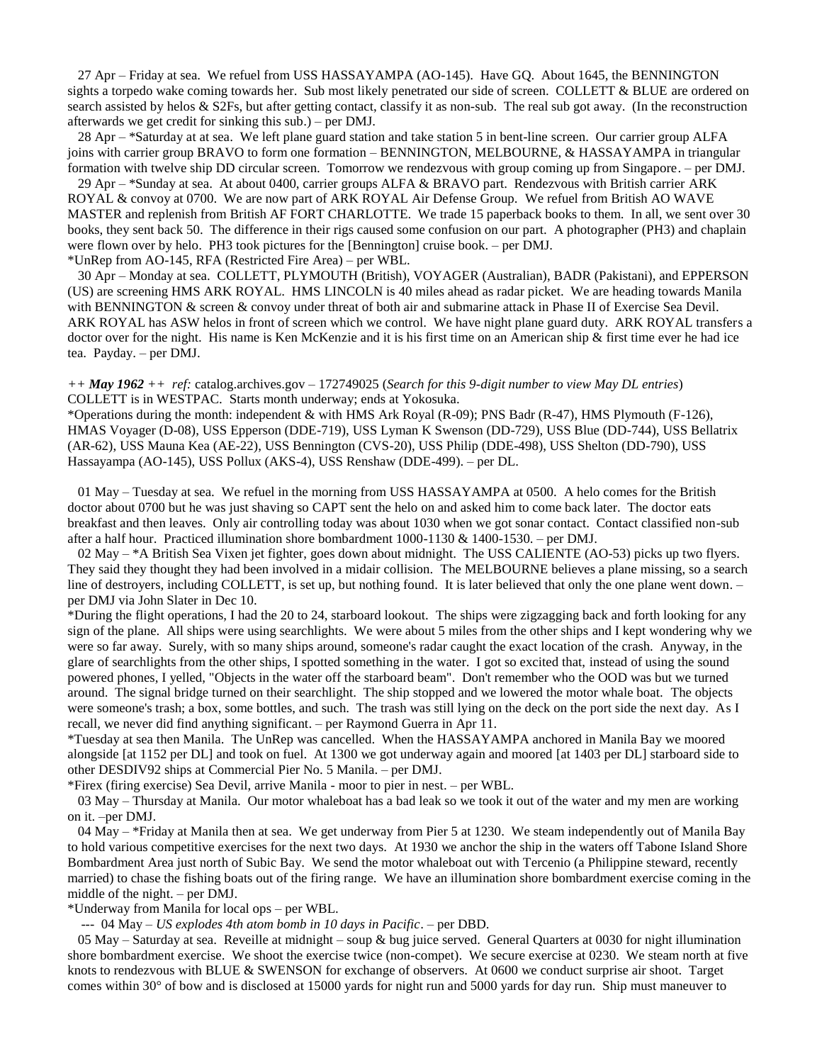27 Apr – Friday at sea. We refuel from USS HASSAYAMPA (AO-145). Have GQ. About 1645, the BENNINGTON sights a torpedo wake coming towards her. Sub most likely penetrated our side of screen. COLLETT & BLUE are ordered on search assisted by helos & S2Fs, but after getting contact, classify it as non-sub. The real sub got away. (In the reconstruction afterwards we get credit for sinking this sub.) – per DMJ.

28 Apr – *Saturday at at sea. We left plane guard station and take station 5 in bent-line screen. Our carrier group ALFA joins with carrier group BRAVO to form one formation – BENNINGTON, MELBOURNE, & HASSAYAMPA in triangular formation with twelve ship DD circular screen. Tomorrow we rendezvous with group coming up from Singapore. – per DMJ.

29 Apr – *Sunday at sea. At about 0400, carrier groups ALFA & BRAVO part. Rendezvous with British carrier ARK ROYAL & convoy at 0700. We are now part of ARK ROYAL Air Defense Group. We refuel from British AO WAVE MASTER and replenish from British AF FORT CHARLOTTE. We trade 15 paperback books to them. In all, we sent over 30 books, they sent back 50. The difference in their rigs caused some confusion on our part. A photographer (PH3) and chaplain were flown over by helo. PH3 took pictures for the [Bennington] cruise book. – per DMJ.

*UnRep from AO-145, RFA (Restricted Fire Area) – per WBL.

30 Apr – Monday at sea. COLLETT, PLYMOUTH (British), VOYAGER (Australian), BADR (Pakistani), and EPPERSON (US) are screening HMS ARK ROYAL. HMS LINCOLN is 40 miles ahead as radar picket. We are heading towards Manila with BENNINGTON & screen & convoy under threat of both air and submarine attack in Phase II of Exercise Sea Devil. ARK ROYAL has ASW helos in front of screen which we control. We have night plane guard duty. ARK ROYAL transfers a doctor over for the night. His name is Ken McKenzie and it is his first time on an American ship & first time ever he had ice tea. Payday. – per DMJ.

*++ **May 1962** ++ ref:* catalog.archives.gov – 172749025 (*Search for this 9-digit number to view May DL entries*)
COLLETT is in WESTPAC. Starts month underway; ends at Yokosuka.

*Operations during the month: independent & with HMS Ark Royal (R-09); PNS Badr (R-47), HMS Plymouth (F-126), HMAS Voyager (D-08), USS Epperson (DDE-719), USS Lyman K Swenson (DD-729), USS Blue (DD-744), USS Bellatrix (AR-62), USS Mauna Kea (AE-22), USS Bennington (CVS-20), USS Philip (DDE-498), USS Shelton (DD-790), USS Hassayampa (AO-145), USS Pollux (AKS-4), USS Renshaw (DDE-499). – per DL.

01 May – Tuesday at sea. We refuel in the morning from USS HASSAYAMPA at 0500. A helo comes for the British doctor about 0700 but he was just shaving so CAPT sent the helo on and asked him to come back later. The doctor eats breakfast and then leaves. Only air controlling today was about 1030 when we got sonar contact. Contact classified non-sub after a half hour. Practiced illumination shore bombardment 1000-1130 & 1400-1530. – per DMJ.

02 May – *A British Sea Vixen jet fighter, goes down about midnight. The USS CALIENTE (AO-53) picks up two flyers. They said they thought they had been involved in a midair collision. The MELBOURNE believes a plane missing, so a search line of destroyers, including COLLETT, is set up, but nothing found. It is later believed that only the one plane went down. – per DMJ via John Slater in Dec 10.

*During the flight operations, I had the 20 to 24, starboard lookout. The ships were zigzagging back and forth looking for any sign of the plane. All ships were using searchlights. We were about 5 miles from the other ships and I kept wondering why we were so far away. Surely, with so many ships around, someone's radar caught the exact location of the crash. Anyway, in the glare of searchlights from the other ships, I spotted something in the water. I got so excited that, instead of using the sound powered phones, I yelled, "Objects in the water off the starboard beam". Don't remember who the OOD was but we turned around. The signal bridge turned on their searchlight. The ship stopped and we lowered the motor whale boat. The objects were someone's trash; a box, some bottles, and such. The trash was still lying on the deck on the port side the next day. As I recall, we never did find anything significant. – per Raymond Guerra in Apr 11.

*Tuesday at sea then Manila. The UnRep was cancelled. When the HASSAYAMPA anchored in Manila Bay we moored alongside [at 1152 per DL] and took on fuel. At 1300 we got underway again and moored [at 1403 per DL] starboard side to other DESDIV92 ships at Commercial Pier No. 5 Manila. – per DMJ.

*Firex (firing exercise) Sea Devil, arrive Manila - moor to pier in nest. – per WBL.

03 May – Thursday at Manila. Our motor whaleboat has a bad leak so we took it out of the water and my men are working on it. –per DMJ.

04 May – *Friday at Manila then at sea. We get underway from Pier 5 at 1230. We steam independently out of Manila Bay to hold various competitive exercises for the next two days. At 1930 we anchor the ship in the waters off Tabone Island Shore Bombardment Area just north of Subic Bay. We send the motor whaleboat out with Tercenio (a Philippine steward, recently married) to chase the fishing boats out of the firing range. We have an illumination shore bombardment exercise coming in the middle of the night. – per DMJ.

*Underway from Manila for local ops – per WBL.

--- 04 May – *US explodes 4th atom bomb in 10 days in Pacific*. – per DBD.

05 May – Saturday at sea. Reveille at midnight – soup & bug juice served. General Quarters at 0030 for night illumination shore bombardment exercise. We shoot the exercise twice (non-compet). We secure exercise at 0230. We steam north at five knots to rendezvous with BLUE & SWENSON for exchange of observers. At 0600 we conduct surprise air shoot. Target comes within 30° of bow and is disclosed at 15000 yards for night run and 5000 yards for day run. Ship must maneuver to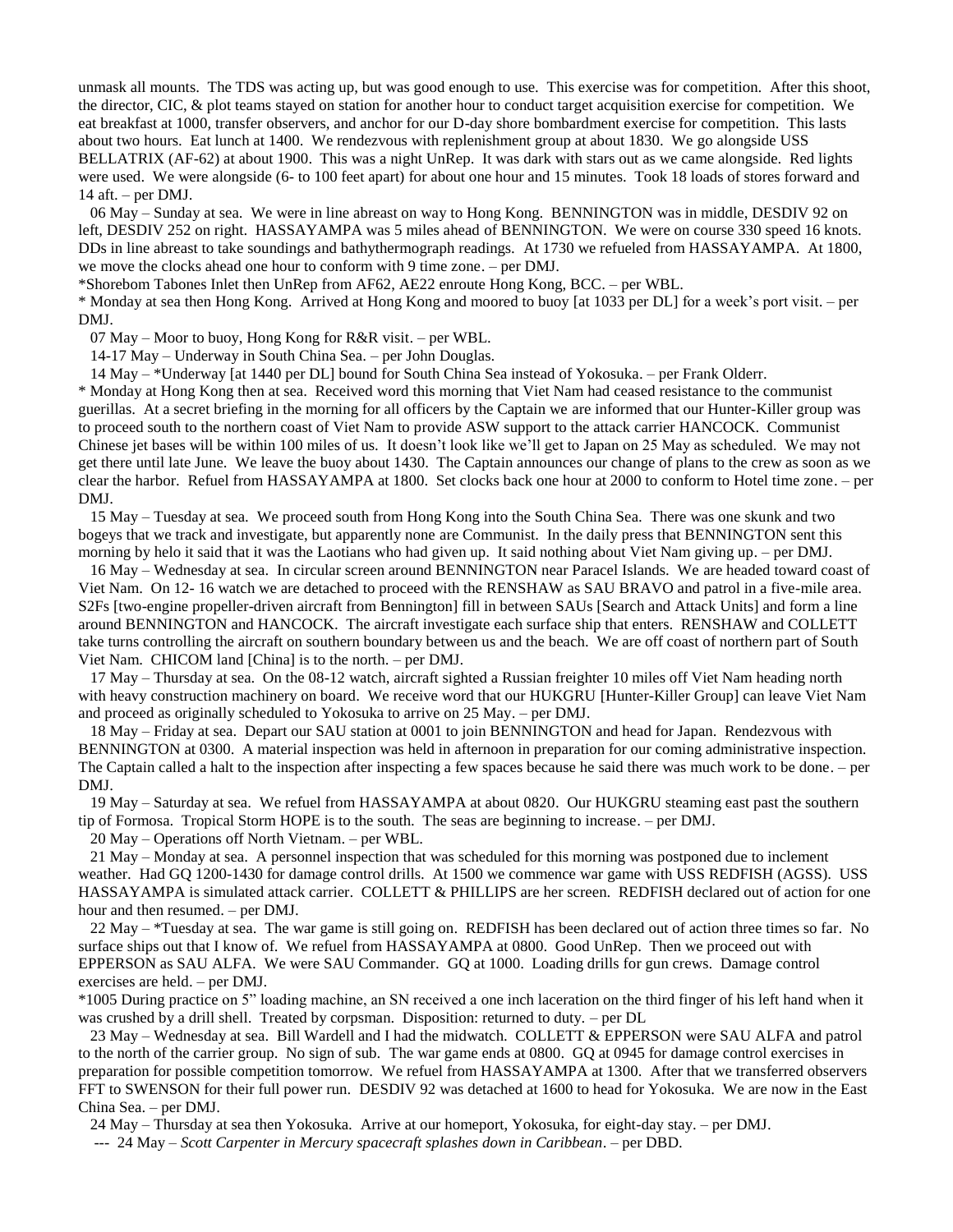unmask all mounts. The TDS was acting up, but was good enough to use. This exercise was for competition. After this shoot, the director, CIC, & plot teams stayed on station for another hour to conduct target acquisition exercise for competition. We eat breakfast at 1000, transfer observers, and anchor for our D-day shore bombardment exercise for competition. This lasts about two hours. Eat lunch at 1400. We rendezvous with replenishment group at about 1830. We go alongside USS BELLATRIX (AF-62) at about 1900. This was a night UnRep. It was dark with stars out as we came alongside. Red lights were used. We were alongside (6- to 100 feet apart) for about one hour and 15 minutes. Took 18 loads of stores forward and 14 aft. – per DMJ.

06 May – Sunday at sea. We were in line abreast on way to Hong Kong. BENNINGTON was in middle, DESDIV 92 on left, DESDIV 252 on right. HASSAYAMPA was 5 miles ahead of BENNINGTON. We were on course 330 speed 16 knots. DDs in line abreast to take soundings and bathythermograph readings. At 1730 we refueled from HASSAYAMPA. At 1800, we move the clocks ahead one hour to conform with 9 time zone. – per DMJ.

*Shorebom Tabones Inlet then UnRep from AF62, AE22 enroute Hong Kong, BCC. – per WBL.

* Monday at sea then Hong Kong. Arrived at Hong Kong and moored to buoy [at 1033 per DL] for a week's port visit. – per DMJ.

07 May – Moor to buoy, Hong Kong for R&R visit. – per WBL.

14-17 May – Underway in South China Sea. – per John Douglas.

14 May – *Underway [at 1440 per DL] bound for South China Sea instead of Yokosuka. – per Frank Olderr.

* Monday at Hong Kong then at sea. Received word this morning that Viet Nam had ceased resistance to the communist guerillas. At a secret briefing in the morning for all officers by the Captain we are informed that our Hunter-Killer group was to proceed south to the northern coast of Viet Nam to provide ASW support to the attack carrier HANCOCK. Communist Chinese jet bases will be within 100 miles of us. It doesn't look like we'll get to Japan on 25 May as scheduled. We may not get there until late June. We leave the buoy about 1430. The Captain announces our change of plans to the crew as soon as we clear the harbor. Refuel from HASSAYAMPA at 1800. Set clocks back one hour at 2000 to conform to Hotel time zone. – per DMJ.

15 May – Tuesday at sea. We proceed south from Hong Kong into the South China Sea. There was one skunk and two bogeys that we track and investigate, but apparently none are Communist. In the daily press that BENNINGTON sent this morning by helo it said that it was the Laotians who had given up. It said nothing about Viet Nam giving up. – per DMJ.

16 May – Wednesday at sea. In circular screen around BENNINGTON near Paracel Islands. We are headed toward coast of Viet Nam. On 12- 16 watch we are detached to proceed with the RENSHAW as SAU BRAVO and patrol in a five-mile area. S2Fs [two-engine propeller-driven aircraft from Bennington] fill in between SAUs [Search and Attack Units] and form a line around BENNINGTON and HANCOCK. The aircraft investigate each surface ship that enters. RENSHAW and COLLETT take turns controlling the aircraft on southern boundary between us and the beach. We are off coast of northern part of South Viet Nam. CHICOM land [China] is to the north. – per DMJ.

17 May – Thursday at sea. On the 08-12 watch, aircraft sighted a Russian freighter 10 miles off Viet Nam heading north with heavy construction machinery on board. We receive word that our HUKGRU [Hunter-Killer Group] can leave Viet Nam and proceed as originally scheduled to Yokosuka to arrive on 25 May. – per DMJ.

18 May – Friday at sea. Depart our SAU station at 0001 to join BENNINGTON and head for Japan. Rendezvous with BENNINGTON at 0300. A material inspection was held in afternoon in preparation for our coming administrative inspection. The Captain called a halt to the inspection after inspecting a few spaces because he said there was much work to be done. – per DMJ.

19 May – Saturday at sea. We refuel from HASSAYAMPA at about 0820. Our HUKGRU steaming east past the southern tip of Formosa. Tropical Storm HOPE is to the south. The seas are beginning to increase. – per DMJ.

20 May – Operations off North Vietnam. – per WBL.

21 May – Monday at sea. A personnel inspection that was scheduled for this morning was postponed due to inclement weather. Had GQ 1200-1430 for damage control drills. At 1500 we commence war game with USS REDFISH (AGSS). USS HASSAYAMPA is simulated attack carrier. COLLETT & PHILLIPS are her screen. REDFISH declared out of action for one hour and then resumed. – per DMJ.

22 May – *Tuesday at sea. The war game is still going on. REDFISH has been declared out of action three times so far. No surface ships out that I know of. We refuel from HASSAYAMPA at 0800. Good UnRep. Then we proceed out with EPPERSON as SAU ALFA. We were SAU Commander. GQ at 1000. Loading drills for gun crews. Damage control exercises are held. – per DMJ.

*1005 During practice on 5" loading machine, an SN received a one inch laceration on the third finger of his left hand when it was crushed by a drill shell. Treated by corpsman. Disposition: returned to duty. – per DL

23 May – Wednesday at sea. Bill Wardell and I had the midwatch. COLLETT & EPPERSON were SAU ALFA and patrol to the north of the carrier group. No sign of sub. The war game ends at 0800. GQ at 0945 for damage control exercises in preparation for possible competition tomorrow. We refuel from HASSAYAMPA at 1300. After that we transferred observers FFT to SWENSON for their full power run. DESDIV 92 was detached at 1600 to head for Yokosuka. We are now in the East China Sea. – per DMJ.

24 May – Thursday at sea then Yokosuka. Arrive at our homeport, Yokosuka, for eight-day stay. – per DMJ.

--- 24 May – *Scott Carpenter in Mercury spacecraft splashes down in Caribbean*. – per DBD.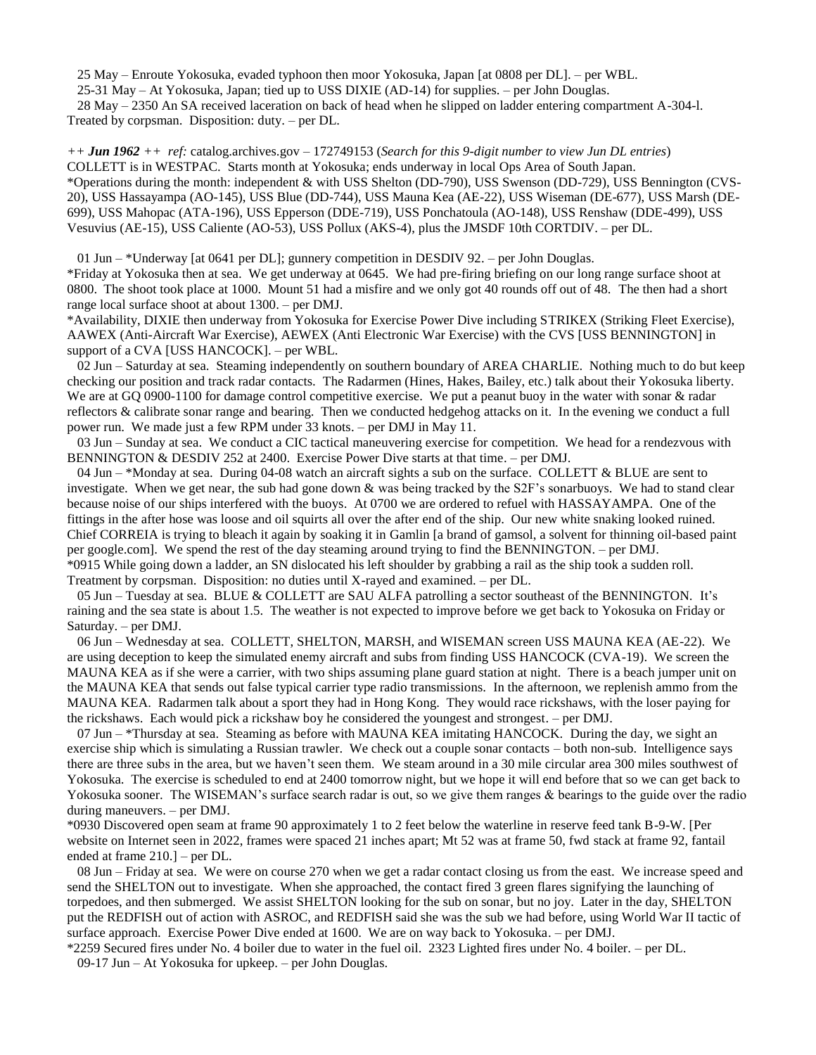25 May – Enroute Yokosuka, evaded typhoon then moor Yokosuka, Japan [at 0808 per DL]. – per WBL.

25-31 May – At Yokosuka, Japan; tied up to USS DIXIE (AD-14) for supplies. – per John Douglas.

28 May – 2350 An SA received laceration on back of head when he slipped on ladder entering compartment A-304-l. Treated by corpsman. Disposition: duty. – per DL.

*++ **Jun 1962** ++ ref:* catalog.archives.gov – 172749153 (*Search for this 9-digit number to view Jun DL entries*)

COLLETT is in WESTPAC. Starts month at Yokosuka; ends underway in local Ops Area of South Japan.

*Operations during the month: independent & with USS Shelton (DD-790), USS Swenson (DD-729), USS Bennington (CVS-20), USS Hassayampa (AO-145), USS Blue (DD-744), USS Mauna Kea (AE-22), USS Wiseman (DE-677), USS Marsh (DE-699), USS Mahopac (ATA-196), USS Epperson (DDE-719), USS Ponchatoula (AO-148), USS Renshaw (DDE-499), USS Vesuvius (AE-15), USS Caliente (AO-53), USS Pollux (AKS-4), plus the JMSDF 10th CORTDIV. – per DL.

01 Jun – *Underway [at 0641 per DL]; gunnery competition in DESDIV 92. – per John Douglas.

*Friday at Yokosuka then at sea. We get underway at 0645. We had pre-firing briefing on our long range surface shoot at 0800. The shoot took place at 1000. Mount 51 had a misfire and we only got 40 rounds off out of 48. The then had a short range local surface shoot at about 1300. – per DMJ.

*Availability, DIXIE then underway from Yokosuka for Exercise Power Dive including STRIKEX (Striking Fleet Exercise), AAWEX (Anti-Aircraft War Exercise), AEWEX (Anti Electronic War Exercise) with the CVS [USS BENNINGTON] in support of a CVA [USS HANCOCK]. – per WBL.

02 Jun – Saturday at sea. Steaming independently on southern boundary of AREA CHARLIE. Nothing much to do but keep checking our position and track radar contacts. The Radarmen (Hines, Hakes, Bailey, etc.) talk about their Yokosuka liberty. We are at GQ 0900-1100 for damage control competitive exercise. We put a peanut buoy in the water with sonar & radar reflectors & calibrate sonar range and bearing. Then we conducted hedgehog attacks on it. In the evening we conduct a full power run. We made just a few RPM under 33 knots. – per DMJ in May 11.

03 Jun – Sunday at sea. We conduct a CIC tactical maneuvering exercise for competition. We head for a rendezvous with BENNINGTON & DESDIV 252 at 2400. Exercise Power Dive starts at that time. – per DMJ.

04 Jun – *Monday at sea. During 04-08 watch an aircraft sights a sub on the surface. COLLETT & BLUE are sent to investigate. When we get near, the sub had gone down & was being tracked by the S2F's sonarbuoys. We had to stand clear because noise of our ships interfered with the buoys. At 0700 we are ordered to refuel with HASSAYAMPA. One of the fittings in the after hose was loose and oil squirts all over the after end of the ship. Our new white snaking looked ruined. Chief CORREIA is trying to bleach it again by soaking it in Gamlin [a brand of gamsol, a solvent for thinning oil-based paint per google.com]. We spend the rest of the day steaming around trying to find the BENNINGTON. – per DMJ.

*0915 While going down a ladder, an SN dislocated his left shoulder by grabbing a rail as the ship took a sudden roll. Treatment by corpsman. Disposition: no duties until X-rayed and examined. – per DL.

05 Jun – Tuesday at sea. BLUE & COLLETT are SAU ALFA patrolling a sector southeast of the BENNINGTON. It's raining and the sea state is about 1.5. The weather is not expected to improve before we get back to Yokosuka on Friday or Saturday. – per DMJ.

06 Jun – Wednesday at sea. COLLETT, SHELTON, MARSH, and WISEMAN screen USS MAUNA KEA (AE-22). We are using deception to keep the simulated enemy aircraft and subs from finding USS HANCOCK (CVA-19). We screen the MAUNA KEA as if she were a carrier, with two ships assuming plane guard station at night. There is a beach jumper unit on the MAUNA KEA that sends out false typical carrier type radio transmissions. In the afternoon, we replenish ammo from the MAUNA KEA. Radarmen talk about a sport they had in Hong Kong. They would race rickshaws, with the loser paying for the rickshaws. Each would pick a rickshaw boy he considered the youngest and strongest. – per DMJ.

07 Jun – *Thursday at sea. Steaming as before with MAUNA KEA imitating HANCOCK. During the day, we sight an exercise ship which is simulating a Russian trawler. We check out a couple sonar contacts – both non-sub. Intelligence says there are three subs in the area, but we haven't seen them. We steam around in a 30 mile circular area 300 miles southwest of Yokosuka. The exercise is scheduled to end at 2400 tomorrow night, but we hope it will end before that so we can get back to Yokosuka sooner. The WISEMAN's surface search radar is out, so we give them ranges & bearings to the guide over the radio during maneuvers. – per DMJ.

*0930 Discovered open seam at frame 90 approximately 1 to 2 feet below the waterline in reserve feed tank B-9-W. [Per website on Internet seen in 2022, frames were spaced 21 inches apart; Mt 52 was at frame 50, fwd stack at frame 92, fantail ended at frame 210.] – per DL.

08 Jun – Friday at sea. We were on course 270 when we get a radar contact closing us from the east. We increase speed and send the SHELTON out to investigate. When she approached, the contact fired 3 green flares signifying the launching of torpedoes, and then submerged. We assist SHELTON looking for the sub on sonar, but no joy. Later in the day, SHELTON put the REDFISH out of action with ASROC, and REDFISH said she was the sub we had before, using World War II tactic of surface approach. Exercise Power Dive ended at 1600. We are on way back to Yokosuka. – per DMJ.

*2259 Secured fires under No. 4 boiler due to water in the fuel oil. 2323 Lighted fires under No. 4 boiler. – per DL.

09-17 Jun – At Yokosuka for upkeep. – per John Douglas.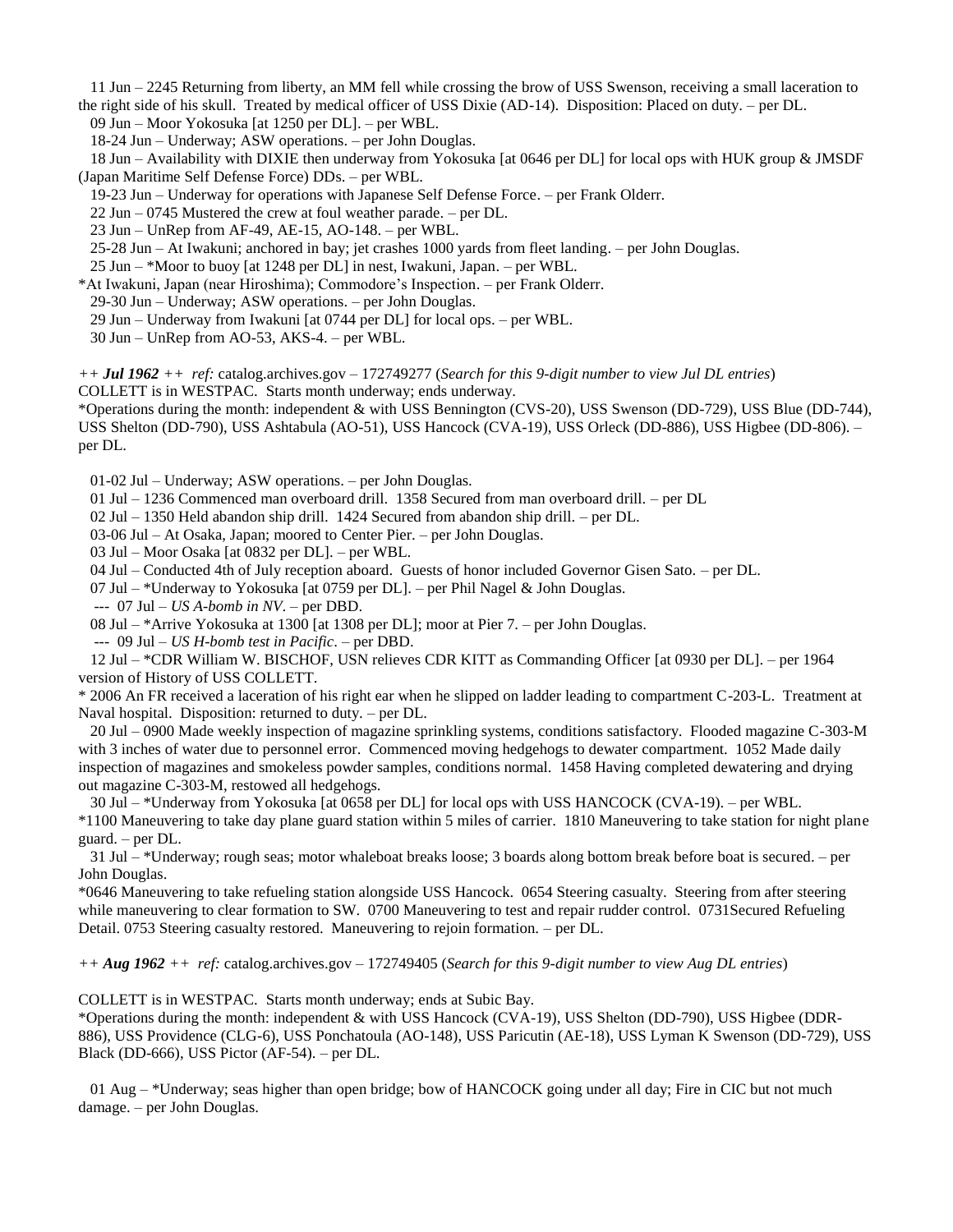11 Jun – 2245 Returning from liberty, an MM fell while crossing the brow of USS Swenson, receiving a small laceration to the right side of his skull. Treated by medical officer of USS Dixie (AD-14). Disposition: Placed on duty. – per DL.

09 Jun – Moor Yokosuka [at 1250 per DL]. – per WBL.

18-24 Jun – Underway; ASW operations. – per John Douglas.

18 Jun – Availability with DIXIE then underway from Yokosuka [at 0646 per DL] for local ops with HUK group & JMSDF (Japan Maritime Self Defense Force) DDs. – per WBL.

19-23 Jun – Underway for operations with Japanese Self Defense Force. – per Frank Olderr.

22 Jun – 0745 Mustered the crew at foul weather parade. – per DL.

23 Jun – UnRep from AF-49, AE-15, AO-148. – per WBL.

25-28 Jun – At Iwakuni; anchored in bay; jet crashes 1000 yards from fleet landing. – per John Douglas.

25 Jun – *Moor to buoy [at 1248 per DL] in nest, Iwakuni, Japan. – per WBL.

*At Iwakuni, Japan (near Hiroshima); Commodore's Inspection. – per Frank Olderr.

29-30 Jun – Underway; ASW operations. – per John Douglas.

29 Jun – Underway from Iwakuni [at 0744 per DL] for local ops. – per WBL.

30 Jun – UnRep from AO-53, AKS-4. – per WBL.

*++ **Jul 1962** ++ ref:* catalog.archives.gov – 172749277 (*Search for this 9-digit number to view Jul DL entries*)

COLLETT is in WESTPAC. Starts month underway; ends underway.

*Operations during the month: independent & with USS Bennington (CVS-20), USS Swenson (DD-729), USS Blue (DD-744), USS Shelton (DD-790), USS Ashtabula (AO-51), USS Hancock (CVA-19), USS Orleck (DD-886), USS Higbee (DD-806). – per DL.

01-02 Jul – Underway; ASW operations. – per John Douglas.

01 Jul – 1236 Commenced man overboard drill. 1358 Secured from man overboard drill. – per DL

02 Jul – 1350 Held abandon ship drill. 1424 Secured from abandon ship drill. – per DL.

03-06 Jul – At Osaka, Japan; moored to Center Pier. – per John Douglas.

03 Jul – Moor Osaka [at 0832 per DL]. – per WBL.

04 Jul – Conducted 4th of July reception aboard. Guests of honor included Governor Gisen Sato. – per DL.

07 Jul – *Underway to Yokosuka [at 0759 per DL]. – per Phil Nagel & John Douglas.

--- 07 Jul – *US A-bomb in NV*. – per DBD.

08 Jul – *Arrive Yokosuka at 1300 [at 1308 per DL]; moor at Pier 7. – per John Douglas.

--- 09 Jul – *US H-bomb test in Pacific*. – per DBD.

12 Jul – *CDR William W. BISCHOF, USN relieves CDR KITT as Commanding Officer [at 0930 per DL]. – per 1964 version of History of USS COLLETT.

* 2006 An FR received a laceration of his right ear when he slipped on ladder leading to compartment C-203-L. Treatment at Naval hospital. Disposition: returned to duty. – per DL.

20 Jul – 0900 Made weekly inspection of magazine sprinkling systems, conditions satisfactory. Flooded magazine C-303-M with 3 inches of water due to personnel error. Commenced moving hedgehogs to dewater compartment. 1052 Made daily inspection of magazines and smokeless powder samples, conditions normal. 1458 Having completed dewatering and drying out magazine C-303-M, restowed all hedgehogs.

30 Jul – *Underway from Yokosuka [at 0658 per DL] for local ops with USS HANCOCK (CVA-19). – per WBL.

*1100 Maneuvering to take day plane guard station within 5 miles of carrier. 1810 Maneuvering to take station for night plane guard. – per DL.

31 Jul – *Underway; rough seas; motor whaleboat breaks loose; 3 boards along bottom break before boat is secured. – per John Douglas.

*0646 Maneuvering to take refueling station alongside USS Hancock. 0654 Steering casualty. Steering from after steering while maneuvering to clear formation to SW. 0700 Maneuvering to test and repair rudder control. 0731Secured Refueling Detail. 0753 Steering casualty restored. Maneuvering to rejoin formation. – per DL.

*++ **Aug 1962** ++ ref:* catalog.archives.gov – 172749405 (*Search for this 9-digit number to view Aug DL entries*)

COLLETT is in WESTPAC. Starts month underway; ends at Subic Bay.

*Operations during the month: independent & with USS Hancock (CVA-19), USS Shelton (DD-790), USS Higbee (DDR-886), USS Providence (CLG-6), USS Ponchatoula (AO-148), USS Paricutin (AE-18), USS Lyman K Swenson (DD-729), USS Black (DD-666), USS Pictor (AF-54). – per DL.

01 Aug – *Underway; seas higher than open bridge; bow of HANCOCK going under all day; Fire in CIC but not much damage. – per John Douglas.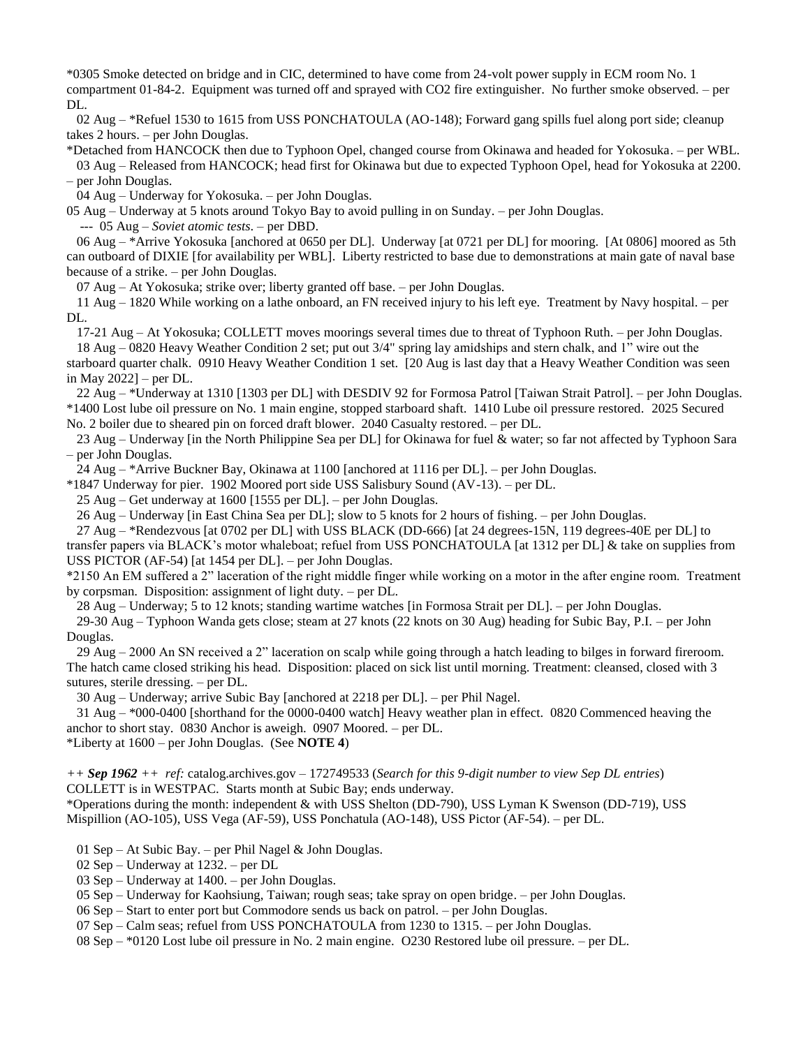*0305 Smoke detected on bridge and in CIC, determined to have come from 24-volt power supply in ECM room No. 1 compartment 01-84-2. Equipment was turned off and sprayed with CO2 fire extinguisher. No further smoke observed. – per DL.

02 Aug – *Refuel 1530 to 1615 from USS PONCHATOULA (AO-148); Forward gang spills fuel along port side; cleanup takes 2 hours. – per John Douglas.

*Detached from HANCOCK then due to Typhoon Opel, changed course from Okinawa and headed for Yokosuka. – per WBL.

03 Aug – Released from HANCOCK; head first for Okinawa but due to expected Typhoon Opel, head for Yokosuka at 2200. – per John Douglas.

04 Aug – Underway for Yokosuka. – per John Douglas.

05 Aug – Underway at 5 knots around Tokyo Bay to avoid pulling in on Sunday. – per John Douglas.

--- 05 Aug – *Soviet atomic tests*. – per DBD.

06 Aug – *Arrive Yokosuka [anchored at 0650 per DL]. Underway [at 0721 per DL] for mooring. [At 0806] moored as 5th can outboard of DIXIE [for availability per WBL]. Liberty restricted to base due to demonstrations at main gate of naval base because of a strike. – per John Douglas.

07 Aug – At Yokosuka; strike over; liberty granted off base. – per John Douglas.

11 Aug – 1820 While working on a lathe onboard, an FN received injury to his left eye. Treatment by Navy hospital. – per DL.

17-21 Aug – At Yokosuka; COLLETT moves moorings several times due to threat of Typhoon Ruth. – per John Douglas.

18 Aug – 0820 Heavy Weather Condition 2 set; put out 3/4" spring lay amidships and stern chalk, and 1" wire out the starboard quarter chalk. 0910 Heavy Weather Condition 1 set. [20 Aug is last day that a Heavy Weather Condition was seen in May 2022] – per DL.

22 Aug – *Underway at 1310 [1303 per DL] with DESDIV 92 for Formosa Patrol [Taiwan Strait Patrol]. – per John Douglas.
*1400 Lost lube oil pressure on No. 1 main engine, stopped starboard shaft. 1410 Lube oil pressure restored. 2025 Secured No. 2 boiler due to sheared pin on forced draft blower. 2040 Casualty restored. – per DL.

23 Aug – Underway [in the North Philippine Sea per DL] for Okinawa for fuel & water; so far not affected by Typhoon Sara – per John Douglas.

24 Aug – *Arrive Buckner Bay, Okinawa at 1100 [anchored at 1116 per DL]. – per John Douglas.
*1847 Underway for pier. 1902 Moored port side USS Salisbury Sound (AV-13). – per DL.

25 Aug – Get underway at 1600 [1555 per DL]. – per John Douglas.

26 Aug – Underway [in East China Sea per DL]; slow to 5 knots for 2 hours of fishing. – per John Douglas.

27 Aug – *Rendezvous [at 0702 per DL] with USS BLACK (DD-666) [at 24 degrees-15N, 119 degrees-40E per DL] to transfer papers via BLACK's motor whaleboat; refuel from USS PONCHATOULA [at 1312 per DL] & take on supplies from USS PICTOR (AF-54) [at 1454 per DL]. – per John Douglas.
*2150 An EM suffered a 2" laceration of the right middle finger while working on a motor in the after engine room. Treatment by corpsman. Disposition: assignment of light duty. – per DL.

28 Aug – Underway; 5 to 12 knots; standing wartime watches [in Formosa Strait per DL]. – per John Douglas.

29-30 Aug – Typhoon Wanda gets close; steam at 27 knots (22 knots on 30 Aug) heading for Subic Bay, P.I. – per John Douglas.

29 Aug – 2000 An SN received a 2" laceration on scalp while going through a hatch leading to bilges in forward fireroom. The hatch came closed striking his head. Disposition: placed on sick list until morning. Treatment: cleansed, closed with 3 sutures, sterile dressing. – per DL.

30 Aug – Underway; arrive Subic Bay [anchored at 2218 per DL]. – per Phil Nagel.

31 Aug – *000-0400 [shorthand for the 0000-0400 watch] Heavy weather plan in effect. 0820 Commenced heaving the anchor to short stay. 0830 Anchor is aweigh. 0907 Moored. – per DL.
*Liberty at 1600 – per John Douglas. (See **NOTE 4**)

*++ **Sep 1962** ++ ref:* catalog.archives.gov – 172749533 (*Search for this 9-digit number to view Sep DL entries*)
COLLETT is in WESTPAC. Starts month at Subic Bay; ends underway.
*Operations during the month: independent & with USS Shelton (DD-790), USS Lyman K Swenson (DD-719), USS Mispillion (AO-105), USS Vega (AF-59), USS Ponchatula (AO-148), USS Pictor (AF-54). – per DL.

01 Sep – At Subic Bay. – per Phil Nagel & John Douglas.

02 Sep – Underway at 1232. – per DL

03 Sep – Underway at 1400. – per John Douglas.

05 Sep – Underway for Kaohsiung, Taiwan; rough seas; take spray on open bridge. – per John Douglas.

06 Sep – Start to enter port but Commodore sends us back on patrol. – per John Douglas.

07 Sep – Calm seas; refuel from USS PONCHATOULA from 1230 to 1315. – per John Douglas.

08 Sep – *0120 Lost lube oil pressure in No. 2 main engine. O230 Restored lube oil pressure. – per DL.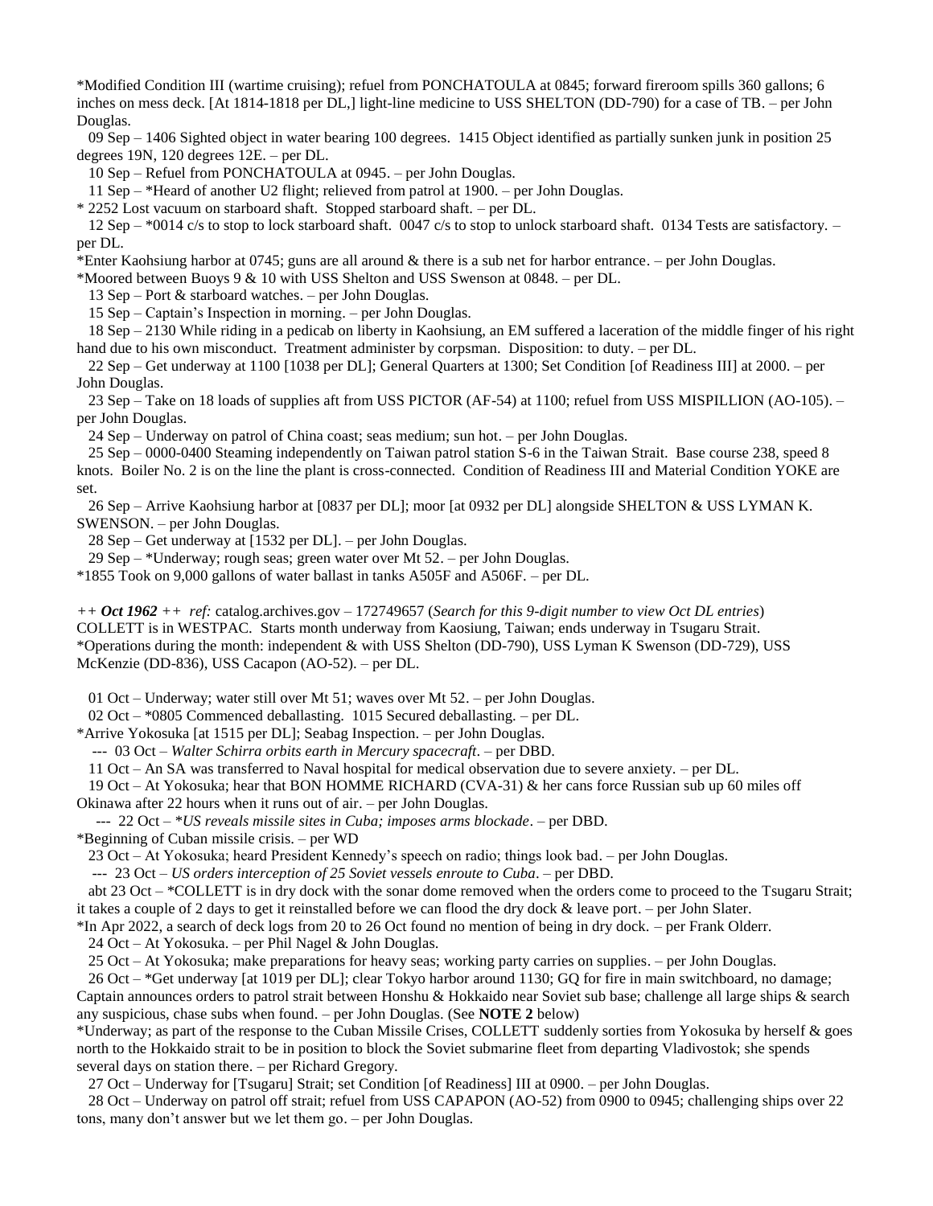*Modified Condition III (wartime cruising); refuel from PONCHATOULA at 0845; forward fireroom spills 360 gallons; 6 inches on mess deck. [At 1814-1818 per DL,] light-line medicine to USS SHELTON (DD-790) for a case of TB. – per John Douglas.

09 Sep – 1406 Sighted object in water bearing 100 degrees. 1415 Object identified as partially sunken junk in position 25 degrees 19N, 120 degrees 12E. – per DL.

10 Sep – Refuel from PONCHATOULA at 0945. – per John Douglas.

11 Sep – *Heard of another U2 flight; relieved from patrol at 1900. – per John Douglas.

* 2252 Lost vacuum on starboard shaft. Stopped starboard shaft. – per DL.

12 Sep – *0014 c/s to stop to lock starboard shaft. 0047 c/s to stop to unlock starboard shaft. 0134 Tests are satisfactory. – per DL.

*Enter Kaohsiung harbor at 0745; guns are all around & there is a sub net for harbor entrance. – per John Douglas.

*Moored between Buoys 9 & 10 with USS Shelton and USS Swenson at 0848. – per DL.

13 Sep – Port & starboard watches. – per John Douglas.

15 Sep – Captain's Inspection in morning. – per John Douglas.

18 Sep – 2130 While riding in a pedicab on liberty in Kaohsiung, an EM suffered a laceration of the middle finger of his right hand due to his own misconduct. Treatment administer by corpsman. Disposition: to duty. – per DL.

22 Sep – Get underway at 1100 [1038 per DL]; General Quarters at 1300; Set Condition [of Readiness III] at 2000. – per John Douglas.

23 Sep – Take on 18 loads of supplies aft from USS PICTOR (AF-54) at 1100; refuel from USS MISPILLION (AO-105). – per John Douglas.

24 Sep – Underway on patrol of China coast; seas medium; sun hot. – per John Douglas.

25 Sep – 0000-0400 Steaming independently on Taiwan patrol station S-6 in the Taiwan Strait. Base course 238, speed 8 knots. Boiler No. 2 is on the line the plant is cross-connected. Condition of Readiness III and Material Condition YOKE are set.

26 Sep – Arrive Kaohsiung harbor at [0837 per DL]; moor [at 0932 per DL] alongside SHELTON & USS LYMAN K. SWENSON. – per John Douglas.

28 Sep – Get underway at [1532 per DL]. – per John Douglas.

29 Sep – *Underway; rough seas; green water over Mt 52. – per John Douglas.

*1855 Took on 9,000 gallons of water ballast in tanks A505F and A506F. – per DL.

*++ **Oct 1962** ++ ref:* catalog.archives.gov – 172749657 (*Search for this 9-digit number to view Oct DL entries*)
COLLETT is in WESTPAC. Starts month underway from Kaosiung, Taiwan; ends underway in Tsugaru Strait.
*Operations during the month: independent & with USS Shelton (DD-790), USS Lyman K Swenson (DD-729), USS McKenzie (DD-836), USS Cacapon (AO-52). – per DL.

01 Oct – Underway; water still over Mt 51; waves over Mt 52. – per John Douglas.

02 Oct – *0805 Commenced deballasting. 1015 Secured deballasting. – per DL.

*Arrive Yokosuka [at 1515 per DL]; Seabag Inspection. – per John Douglas.

--- 03 Oct – *Walter Schirra orbits earth in Mercury spacecraft*. – per DBD.

11 Oct – An SA was transferred to Naval hospital for medical observation due to severe anxiety. – per DL.

19 Oct – At Yokosuka; hear that BON HOMME RICHARD (CVA-31) & her cans force Russian sub up 60 miles off Okinawa after 22 hours when it runs out of air. – per John Douglas.

--- 22 Oct – **US reveals missile sites in Cuba; imposes arms blockade*. – per DBD.

*Beginning of Cuban missile crisis. – per WD

23 Oct – At Yokosuka; heard President Kennedy's speech on radio; things look bad. – per John Douglas.

--- 23 Oct – *US orders interception of 25 Soviet vessels enroute to Cuba*. – per DBD.

abt 23 Oct – *COLLETT is in dry dock with the sonar dome removed when the orders come to proceed to the Tsugaru Strait; it takes a couple of 2 days to get it reinstalled before we can flood the dry dock & leave port. – per John Slater.

*In Apr 2022, a search of deck logs from 20 to 26 Oct found no mention of being in dry dock. – per Frank Olderr.

24 Oct – At Yokosuka. – per Phil Nagel & John Douglas.

25 Oct – At Yokosuka; make preparations for heavy seas; working party carries on supplies. – per John Douglas.

26 Oct – *Get underway [at 1019 per DL]; clear Tokyo harbor around 1130; GQ for fire in main switchboard, no damage; Captain announces orders to patrol strait between Honshu & Hokkaido near Soviet sub base; challenge all large ships & search any suspicious, chase subs when found. – per John Douglas. (See **NOTE 2** below)

*Underway; as part of the response to the Cuban Missile Crises, COLLETT suddenly sorties from Yokosuka by herself & goes north to the Hokkaido strait to be in position to block the Soviet submarine fleet from departing Vladivostok; she spends several days on station there. – per Richard Gregory.

27 Oct – Underway for [Tsugaru] Strait; set Condition [of Readiness] III at 0900. – per John Douglas.

28 Oct – Underway on patrol off strait; refuel from USS CAPAPON (AO-52) from 0900 to 0945; challenging ships over 22 tons, many don't answer but we let them go. – per John Douglas.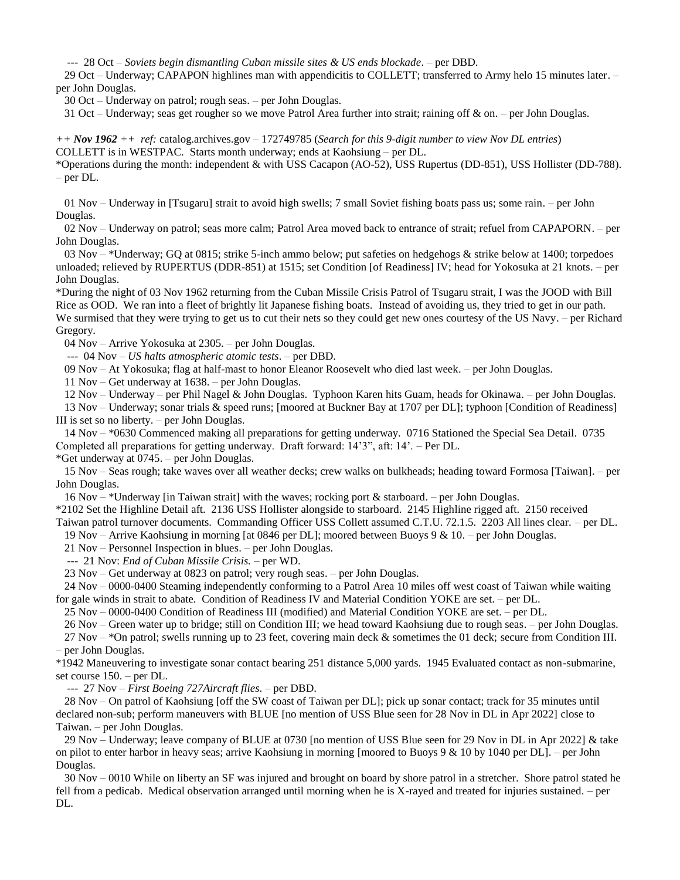--- 28 Oct – *Soviets begin dismantling Cuban missile sites & US ends blockade*. – per DBD.

29 Oct – Underway; CAPAPON highlines man with appendicitis to COLLETT; transferred to Army helo 15 minutes later. – per John Douglas.

30 Oct – Underway on patrol; rough seas. – per John Douglas.

31 Oct – Underway; seas get rougher so we move Patrol Area further into strait; raining off & on. – per John Douglas.

*++ **Nov 1962** ++ ref:* catalog.archives.gov – 172749785 (*Search for this 9-digit number to view Nov DL entries*)
COLLETT is in WESTPAC. Starts month underway; ends at Kaohsiung – per DL.
*Operations during the month: independent & with USS Cacapon (AO-52), USS Rupertus (DD-851), USS Hollister (DD-788). – per DL.

01 Nov – Underway in [Tsugaru] strait to avoid high swells; 7 small Soviet fishing boats pass us; some rain. – per John Douglas.

02 Nov – Underway on patrol; seas more calm; Patrol Area moved back to entrance of strait; refuel from CAPAPORN. – per John Douglas.

03 Nov – *Underway; GQ at 0815; strike 5-inch ammo below; put safeties on hedgehogs & strike below at 1400; torpedoes unloaded; relieved by RUPERTUS (DDR-851) at 1515; set Condition [of Readiness] IV; head for Yokosuka at 21 knots. – per John Douglas.
*During the night of 03 Nov 1962 returning from the Cuban Missile Crisis Patrol of Tsugaru strait, I was the JOOD with Bill Rice as OOD. We ran into a fleet of brightly lit Japanese fishing boats. Instead of avoiding us, they tried to get in our path. We surmised that they were trying to get us to cut their nets so they could get new ones courtesy of the US Navy. – per Richard Gregory.

04 Nov – Arrive Yokosuka at 2305. – per John Douglas.

--- 04 Nov – *US halts atmospheric atomic tests*. – per DBD.

09 Nov – At Yokosuka; flag at half-mast to honor Eleanor Roosevelt who died last week. – per John Douglas.

11 Nov – Get underway at 1638. – per John Douglas.

12 Nov – Underway – per Phil Nagel & John Douglas. Typhoon Karen hits Guam, heads for Okinawa. – per John Douglas.

13 Nov – Underway; sonar trials & speed runs; [moored at Buckner Bay at 1707 per DL]; typhoon [Condition of Readiness] III is set so no liberty. – per John Douglas.

14 Nov – *0630 Commenced making all preparations for getting underway. 0716 Stationed the Special Sea Detail. 0735 Completed all preparations for getting underway. Draft forward: 14'3", aft: 14'. – Per DL.
*Get underway at 0745. – per John Douglas.

15 Nov – Seas rough; take waves over all weather decks; crew walks on bulkheads; heading toward Formosa [Taiwan]. – per John Douglas.

16 Nov – *Underway [in Taiwan strait] with the waves; rocking port & starboard. – per John Douglas.
*2102 Set the Highline Detail aft. 2136 USS Hollister alongside to starboard. 2145 Highline rigged aft. 2150 received Taiwan patrol turnover documents. Commanding Officer USS Collett assumed C.T.U. 72.1.5. 2203 All lines clear. – per DL.

19 Nov – Arrive Kaohsiung in morning [at 0846 per DL]; moored between Buoys 9 & 10. – per John Douglas.

21 Nov – Personnel Inspection in blues. – per John Douglas.

--- 21 Nov: *End of Cuban Missile Crisis.* – per WD.

23 Nov – Get underway at 0823 on patrol; very rough seas. – per John Douglas.

24 Nov – 0000-0400 Steaming independently conforming to a Patrol Area 10 miles off west coast of Taiwan while waiting for gale winds in strait to abate. Condition of Readiness IV and Material Condition YOKE are set. – per DL.

25 Nov – 0000-0400 Condition of Readiness III (modified) and Material Condition YOKE are set. – per DL.

26 Nov – Green water up to bridge; still on Condition III; we head toward Kaohsiung due to rough seas. – per John Douglas.

27 Nov – *On patrol; swells running up to 23 feet, covering main deck & sometimes the 01 deck; secure from Condition III. – per John Douglas.
*1942 Maneuvering to investigate sonar contact bearing 251 distance 5,000 yards. 1945 Evaluated contact as non-submarine, set course 150. – per DL.

--- 27 Nov – *First Boeing 727Aircraft flies*. – per DBD.

28 Nov – On patrol of Kaohsiung [off the SW coast of Taiwan per DL]; pick up sonar contact; track for 35 minutes until declared non-sub; perform maneuvers with BLUE [no mention of USS Blue seen for 28 Nov in DL in Apr 2022] close to Taiwan. – per John Douglas.

29 Nov – Underway; leave company of BLUE at 0730 [no mention of USS Blue seen for 29 Nov in DL in Apr 2022] & take on pilot to enter harbor in heavy seas; arrive Kaohsiung in morning [moored to Buoys 9 & 10 by 1040 per DL]. – per John Douglas.

30 Nov – 0010 While on liberty an SF was injured and brought on board by shore patrol in a stretcher. Shore patrol stated he fell from a pedicab. Medical observation arranged until morning when he is X-rayed and treated for injuries sustained. – per DL.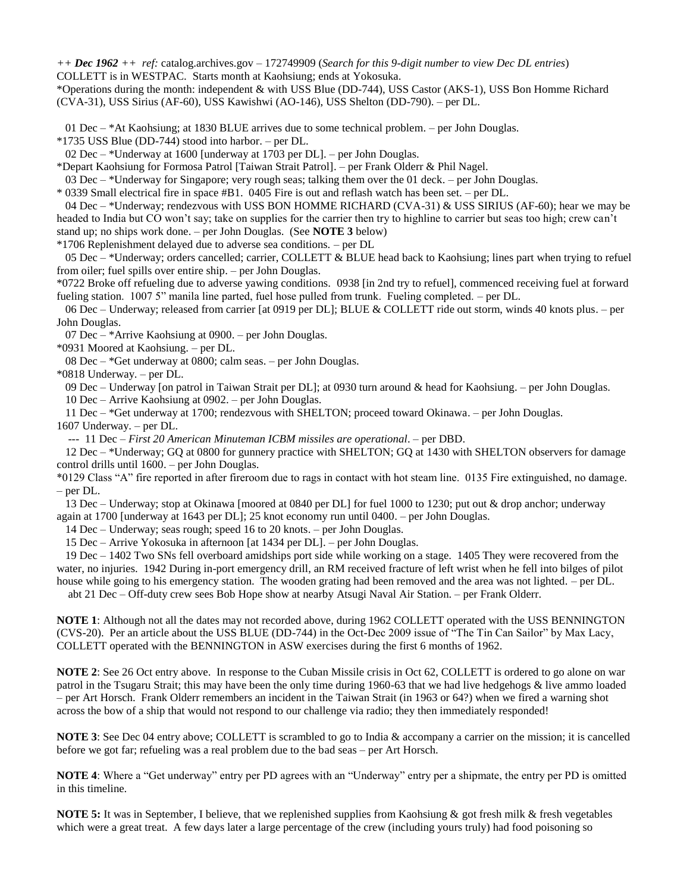*++ **Dec 1962** ++ ref:* catalog.archives.gov – 172749909 (*Search for this 9-digit number to view Dec DL entries*)
COLLETT is in WESTPAC. Starts month at Kaohsiung; ends at Yokosuka.
*Operations during the month: independent & with USS Blue (DD-744), USS Castor (AKS-1), USS Bon Homme Richard (CVA-31), USS Sirius (AF-60), USS Kawishwi (AO-146), USS Shelton (DD-790). – per DL.

01 Dec – *At Kaohsiung; at 1830 BLUE arrives due to some technical problem. – per John Douglas.
*1735 USS Blue (DD-744) stood into harbor. – per DL.

02 Dec – *Underway at 1600 [underway at 1703 per DL]. – per John Douglas.
*Depart Kaohsiung for Formosa Patrol [Taiwan Strait Patrol]. – per Frank Olderr & Phil Nagel.

03 Dec – *Underway for Singapore; very rough seas; talking them over the 01 deck. – per John Douglas.
* 0339 Small electrical fire in space #B1. 0405 Fire is out and reflash watch has been set. – per DL.

04 Dec – *Underway; rendezvous with USS BON HOMME RICHARD (CVA-31) & USS SIRIUS (AF-60); hear we may be headed to India but CO won't say; take on supplies for the carrier then try to highline to carrier but seas too high; crew can't stand up; no ships work done. – per John Douglas. (See **NOTE 3** below)
*1706 Replenishment delayed due to adverse sea conditions. – per DL

05 Dec – *Underway; orders cancelled; carrier, COLLETT & BLUE head back to Kaohsiung; lines part when trying to refuel from oiler; fuel spills over entire ship. – per John Douglas.
*0722 Broke off refueling due to adverse yawing conditions. 0938 [in 2nd try to refuel], commenced receiving fuel at forward fueling station. 1007 5" manila line parted, fuel hose pulled from trunk. Fueling completed. – per DL.

06 Dec – Underway; released from carrier [at 0919 per DL]; BLUE & COLLETT ride out storm, winds 40 knots plus. – per John Douglas.

07 Dec – *Arrive Kaohsiung at 0900. – per John Douglas.
*0931 Moored at Kaohsiung. – per DL.

08 Dec – *Get underway at 0800; calm seas. – per John Douglas.
*0818 Underway. – per DL.

09 Dec – Underway [on patrol in Taiwan Strait per DL]; at 0930 turn around & head for Kaohsiung. – per John Douglas.

10 Dec – Arrive Kaohsiung at 0902. – per John Douglas.

11 Dec – *Get underway at 1700; rendezvous with SHELTON; proceed toward Okinawa. – per John Douglas.
1607 Underway. – per DL.

--- 11 Dec – *First 20 American Minuteman ICBM missiles are operational*. – per DBD.

12 Dec – *Underway; GQ at 0800 for gunnery practice with SHELTON; GQ at 1430 with SHELTON observers for damage control drills until 1600. – per John Douglas.
*0129 Class "A" fire reported in after fireroom due to rags in contact with hot steam line. 0135 Fire extinguished, no damage. – per DL.

13 Dec – Underway; stop at Okinawa [moored at 0840 per DL] for fuel 1000 to 1230; put out & drop anchor; underway again at 1700 [underway at 1643 per DL]; 25 knot economy run until 0400. – per John Douglas.

14 Dec – Underway; seas rough; speed 16 to 20 knots. – per John Douglas.

15 Dec – Arrive Yokosuka in afternoon [at 1434 per DL]. – per John Douglas.

19 Dec – 1402 Two SNs fell overboard amidships port side while working on a stage. 1405 They were recovered from the water, no injuries. 1942 During in-port emergency drill, an RM received fracture of left wrist when he fell into bilges of pilot house while going to his emergency station. The wooden grating had been removed and the area was not lighted. – per DL.

abt 21 Dec – Off-duty crew sees Bob Hope show at nearby Atsugi Naval Air Station. – per Frank Olderr.

**NOTE 1**: Although not all the dates may not recorded above, during 1962 COLLETT operated with the USS BENNINGTON (CVS-20). Per an article about the USS BLUE (DD-744) in the Oct-Dec 2009 issue of "The Tin Can Sailor" by Max Lacy, COLLETT operated with the BENNINGTON in ASW exercises during the first 6 months of 1962.

**NOTE 2**: See 26 Oct entry above. In response to the Cuban Missile crisis in Oct 62, COLLETT is ordered to go alone on war patrol in the Tsugaru Strait; this may have been the only time during 1960-63 that we had live hedgehogs & live ammo loaded – per Art Horsch. Frank Olderr remembers an incident in the Taiwan Strait (in 1963 or 64?) when we fired a warning shot across the bow of a ship that would not respond to our challenge via radio; they then immediately responded!

**NOTE 3**: See Dec 04 entry above; COLLETT is scrambled to go to India & accompany a carrier on the mission; it is cancelled before we got far; refueling was a real problem due to the bad seas – per Art Horsch.

**NOTE 4**: Where a "Get underway" entry per PD agrees with an "Underway" entry per a shipmate, the entry per PD is omitted in this timeline.

**NOTE 5:** It was in September, I believe, that we replenished supplies from Kaohsiung & got fresh milk & fresh vegetables which were a great treat. A few days later a large percentage of the crew (including yours truly) had food poisoning so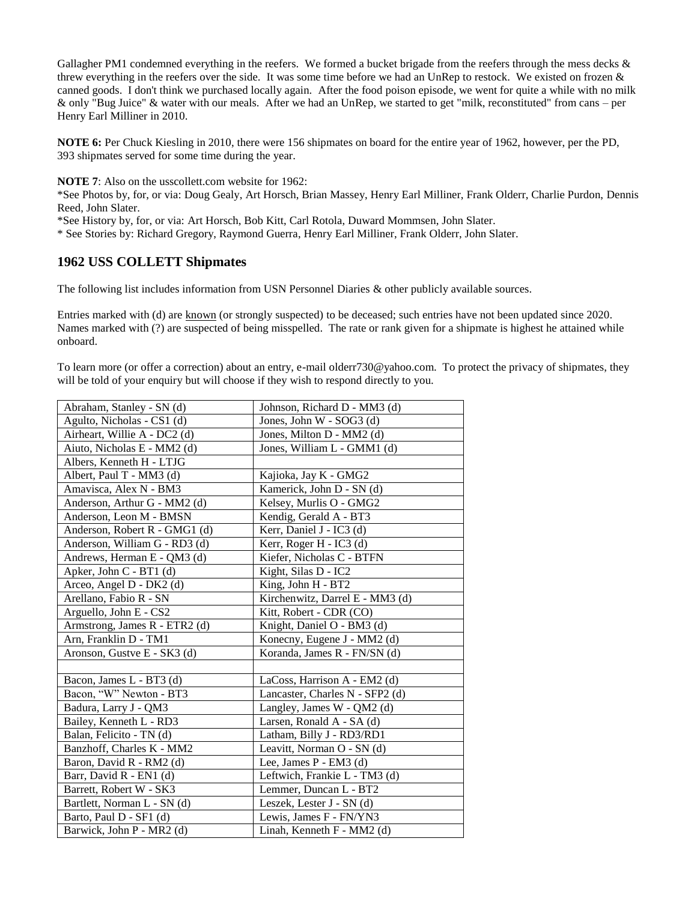Gallagher PM1 condemned everything in the reefers. We formed a bucket brigade from the reefers through the mess decks & threw everything in the reefers over the side. It was some time before we had an UnRep to restock. We existed on frozen & canned goods. I don't think we purchased locally again. After the food poison episode, we went for quite a while with no milk & only "Bug Juice" & water with our meals. After we had an UnRep, we started to get "milk, reconstituted" from cans – per Henry Earl Milliner in 2010.

**NOTE 6:** Per Chuck Kiesling in 2010, there were 156 shipmates on board for the entire year of 1962, however, per the PD, 393 shipmates served for some time during the year.

**NOTE 7**: Also on the usscollett.com website for 1962:
*See Photos by, for, or via: Doug Gealy, Art Horsch, Brian Massey, Henry Earl Milliner, Frank Olderr, Charlie Purdon, Dennis Reed, John Slater.
*See History by, for, or via: Art Horsch, Bob Kitt, Carl Rotola, Duward Mommsen, John Slater.
* See Stories by: Richard Gregory, Raymond Guerra, Henry Earl Milliner, Frank Olderr, John Slater.

## 1962 USS COLLETT Shipmates

The following list includes information from USN Personnel Diaries & other publicly available sources.

Entries marked with (d) are known (or strongly suspected) to be deceased; such entries have not been updated since 2020. Names marked with (?) are suspected of being misspelled. The rate or rank given for a shipmate is highest he attained while onboard.

To learn more (or offer a correction) about an entry, e-mail olderr730@yahoo.com. To protect the privacy of shipmates, they will be told of your enquiry but will choose if they wish to respond directly to you.

| | |
|---|---|
| Abraham, Stanley - SN (d) | Johnson, Richard D - MM3 (d) |
| Agulto, Nicholas - CS1 (d) | Jones, John W - SOG3 (d) |
| Airheart, Willie A - DC2 (d) | Jones, Milton D - MM2 (d) |
| Aiuto, Nicholas E - MM2 (d) | Jones, William L - GMM1 (d) |
| Albers, Kenneth H - LTJG | |
| Albert, Paul T - MM3 (d) | Kajioka, Jay K - GMG2 |
| Amavisca, Alex N - BM3 | Kamerick, John D - SN (d) |
| Anderson, Arthur G - MM2 (d) | Kelsey, Murlis O - GMG2 |
| Anderson, Leon M - BMSN | Kendig, Gerald A - BT3 |
| Anderson, Robert R - GMG1 (d) | Kerr, Daniel J - IC3 (d) |
| Anderson, William G - RD3 (d) | Kerr, Roger H - IC3 (d) |
| Andrews, Herman E - QM3 (d) | Kiefer, Nicholas C - BTFN |
| Apker, John C - BT1 (d) | Kight, Silas D - IC2 |
| Arceo, Angel D - DK2 (d) | King, John H - BT2 |
| Arellano, Fabio R - SN | Kirchenwitz, Darrel E - MM3 (d) |
| Arguello, John E - CS2 | Kitt, Robert - CDR (CO) |
| Armstrong, James R - ETR2 (d) | Knight, Daniel O - BM3 (d) |
| Arn, Franklin D - TM1 | Konecny, Eugene J - MM2 (d) |
| Aronson, Gustve E - SK3 (d) | Koranda, James R - FN/SN (d) |
| | |
| Bacon, James L - BT3 (d) | LaCoss, Harrison A - EM2 (d) |
| Bacon, "W" Newton - BT3 | Lancaster, Charles N - SFP2 (d) |
| Badura, Larry J - QM3 | Langley, James W - QM2 (d) |
| Bailey, Kenneth L - RD3 | Larsen, Ronald A - SA (d) |
| Balan, Felicito - TN (d) | Latham, Billy J - RD3/RD1 |
| Banzhoff, Charles K - MM2 | Leavitt, Norman O - SN (d) |
| Baron, David R - RM2 (d) | Lee, James P - EM3 (d) |
| Barr, David R - EN1 (d) | Leftwich, Frankie L - TM3 (d) |
| Barrett, Robert W - SK3 | Lemmer, Duncan L - BT2 |
| Bartlett, Norman L - SN (d) | Leszek, Lester J - SN (d) |
| Barto, Paul D - SF1 (d) | Lewis, James F - FN/YN3 |
| Barwick, John P - MR2 (d) | Linah, Kenneth F - MM2 (d) |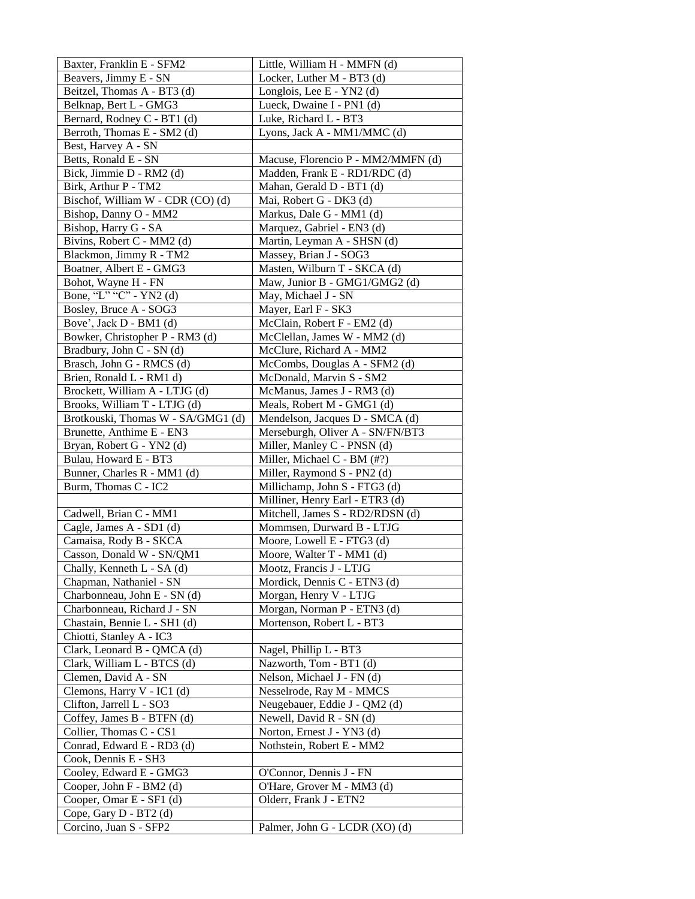| Baxter, Franklin E - SFM2 | Little, William H - MMFN (d) |
|---|---|
| Beavers, Jimmy E - SN | Locker, Luther M - BT3 (d) |
| Beitzel, Thomas A - BT3 (d) | Longlois, Lee E - YN2 (d) |
| Belknap, Bert L - GMG3 | Lueck, Dwaine I - PN1 (d) |
| Bernard, Rodney C - BT1 (d) | Luke, Richard L - BT3 |
| Berroth, Thomas E - SM2 (d) | Lyons, Jack A - MM1/MMC (d) |
| Best, Harvey A - SN | |
| Betts, Ronald E - SN | Macuse, Florencio P - MM2/MMFN (d) |
| Bick, Jimmie D - RM2 (d) | Madden, Frank E - RD1/RDC (d) |
| Birk, Arthur P - TM2 | Mahan, Gerald D - BT1 (d) |
| Bischof, William W - CDR (CO) (d) | Mai, Robert G - DK3 (d) |
| Bishop, Danny O - MM2 | Markus, Dale G - MM1 (d) |
| Bishop, Harry G - SA | Marquez, Gabriel - EN3 (d) |
| Bivins, Robert C - MM2 (d) | Martin, Leyman A - SHSN (d) |
| Blackmon, Jimmy R - TM2 | Massey, Brian J - SOG3 |
| Boatner, Albert E - GMG3 | Masten, Wilburn T - SKCA (d) |
| Bohot, Wayne H - FN | Maw, Junior B - GMG1/GMG2 (d) |
| Bone, "L" "C" - YN2 (d) | May, Michael J - SN |
| Bosley, Bruce A - SOG3 | Mayer, Earl F - SK3 |
| Bove', Jack D - BM1 (d) | McClain, Robert F - EM2 (d) |
| Bowker, Christopher P - RM3 (d) | McClellan, James W - MM2 (d) |
| Bradbury, John C - SN (d) | McClure, Richard A - MM2 |
| Brasch, John G - RMCS (d) | McCombs, Douglas A - SFM2 (d) |
| Brien, Ronald L - RM1 d) | McDonald, Marvin S - SM2 |
| Brockett, William A - LTJG (d) | McManus, James J - RM3 (d) |
| Brooks, William T - LTJG (d) | Meals, Robert M - GMG1 (d) |
| Brotkouski, Thomas W - SA/GMG1 (d) | Mendelson, Jacques D - SMCA (d) |
| Brunette, Anthime E - EN3 | Merseburgh, Oliver A - SN/FN/BT3 |
| Bryan, Robert G - YN2 (d) | Miller, Manley C - PNSN (d) |
| Bulau, Howard E - BT3 | Miller, Michael C - BM (#?) |
| Bunner, Charles R - MM1 (d) | Miller, Raymond S - PN2 (d) |
| Burm, Thomas C - IC2 | Millichamp, John S - FTG3 (d) |
| | Milliner, Henry Earl - ETR3 (d) |
| Cadwell, Brian C - MM1 | Mitchell, James S - RD2/RDSN (d) |
| Cagle, James A - SD1 (d) | Mommsen, Durward B - LTJG |
| Camaisa, Rody B - SKCA | Moore, Lowell E - FTG3 (d) |
| Casson, Donald W - SN/QM1 | Moore, Walter T - MM1 (d) |
| Chally, Kenneth L - SA (d) | Mootz, Francis J - LTJG |
| Chapman, Nathaniel - SN | Mordick, Dennis C - ETN3 (d) |
| Charbonneau, John E - SN (d) | Morgan, Henry V - LTJG |
| Charbonneau, Richard J - SN | Morgan, Norman P - ETN3 (d) |
| Chastain, Bennie L - SH1 (d) | Mortenson, Robert L - BT3 |
| Chiotti, Stanley A - IC3 | |
| Clark, Leonard B - QMCA (d) | Nagel, Phillip L - BT3 |
| Clark, William L - BTCS (d) | Nazworth, Tom - BT1 (d) |
| Clemen, David A - SN | Nelson, Michael J - FN (d) |
| Clemons, Harry V - IC1 (d) | Nesselrode, Ray M - MMCS |
| Clifton, Jarrell L - SO3 | Neugebauer, Eddie J - QM2 (d) |
| Coffey, James B - BTFN (d) | Newell, David R - SN (d) |
| Collier, Thomas C - CS1 | Norton, Ernest J - YN3 (d) |
| Conrad, Edward E - RD3 (d) | Nothstein, Robert E - MM2 |
| Cook, Dennis E - SH3 | |
| Cooley, Edward E - GMG3 | O'Connor, Dennis J - FN |
| Cooper, John F - BM2 (d) | O'Hare, Grover M - MM3 (d) |
| Cooper, Omar E - SF1 (d) | Olderr, Frank J - ETN2 |
| Cope, Gary D - BT2 (d) | |
| Corcino, Juan S - SFP2 | Palmer, John G - LCDR (XO) (d) |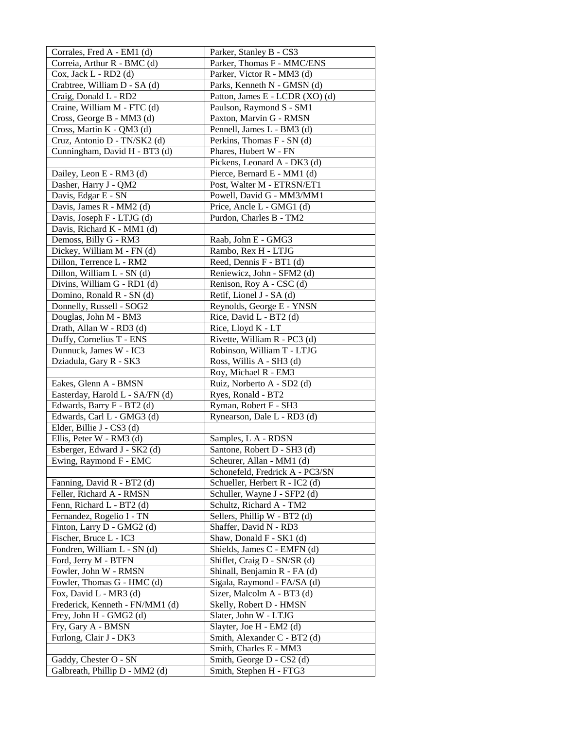| | |
|---|---|
| Corrales, Fred A - EM1 (d) | Parker, Stanley B - CS3 |
| Correia, Arthur R - BMC (d) | Parker, Thomas F - MMC/ENS |
| Cox, Jack L - RD2 (d) | Parker, Victor R - MM3 (d) |
| Crabtree, William D - SA (d) | Parks, Kenneth N - GMSN (d) |
| Craig, Donald L - RD2 | Patton, James E - LCDR (XO) (d) |
| Craine, William M - FTC (d) | Paulson, Raymond S - SM1 |
| Cross, George B - MM3 (d) | Paxton, Marvin G - RMSN |
| Cross, Martin K - QM3 (d) | Pennell, James L - BM3 (d) |
| Cruz, Antonio D - TN/SK2 (d) | Perkins, Thomas F - SN (d) |
| Cunningham, David H - BT3 (d) | Phares, Hubert W - FN |
| | Pickens, Leonard A - DK3 (d) |
| Dailey, Leon E - RM3 (d) | Pierce, Bernard E - MM1 (d) |
| Dasher, Harry J - QM2 | Post, Walter M - ETRSN/ET1 |
| Davis, Edgar E - SN | Powell, David G - MM3/MM1 |
| Davis, James R - MM2 (d) | Price, Ancle L - GMG1 (d) |
| Davis, Joseph F - LTJG (d) | Purdon, Charles B - TM2 |
| Davis, Richard K - MM1 (d) | |
| Demoss, Billy G - RM3 | Raab, John E - GMG3 |
| Dickey, William M - FN (d) | Rambo, Rex H - LTJG |
| Dillon, Terrence L - RM2 | Reed, Dennis F - BT1 (d) |
| Dillon, William L - SN (d) | Reniewicz, John - SFM2 (d) |
| Divins, William G - RD1 (d) | Renison, Roy A - CSC (d) |
| Domino, Ronald R - SN (d) | Retif, Lionel J - SA (d) |
| Donnelly, Russell - SOG2 | Reynolds, George E - YNSN |
| Douglas, John M - BM3 | Rice, David L - BT2 (d) |
| Drath, Allan W - RD3 (d) | Rice, Lloyd K - LT |
| Duffy, Cornelius T - ENS | Rivette, William R - PC3 (d) |
| Dunnuck, James W - IC3 | Robinson, William T - LTJG |
| Dziadula, Gary R - SK3 | Ross, Willis A - SH3 (d) |
| | Roy, Michael R - EM3 |
| Eakes, Glenn A - BMSN | Ruiz, Norberto A - SD2 (d) |
| Easterday, Harold L - SA/FN (d) | Ryes, Ronald - BT2 |
| Edwards, Barry F - BT2 (d) | Ryman, Robert F - SH3 |
| Edwards, Carl L - GMG3 (d) | Rynearson, Dale L - RD3 (d) |
| Elder, Billie J - CS3 (d) | |
| Ellis, Peter W - RM3 (d) | Samples, L A - RDSN |
| Esberger, Edward J - SK2 (d) | Santone, Robert D - SH3 (d) |
| Ewing, Raymond F - EMC | Scheurer, Allan - MM1 (d) |
| | Schonefeld, Fredrick A - PC3/SN |
| Fanning, David R - BT2 (d) | Schueller, Herbert R - IC2 (d) |
| Feller, Richard A - RMSN | Schuller, Wayne J - SFP2 (d) |
| Fenn, Richard L - BT2 (d) | Schultz, Richard A - TM2 |
| Fernandez, Rogelio I - TN | Sellers, Phillip W - BT2 (d) |
| Finton, Larry D - GMG2 (d) | Shaffer, David N - RD3 |
| Fischer, Bruce L - IC3 | Shaw, Donald F - SK1 (d) |
| Fondren, William L - SN (d) | Shields, James C - EMFN (d) |
| Ford, Jerry M - BTFN | Shiflet, Craig D - SN/SR (d) |
| Fowler, John W - RMSN | Shinall, Benjamin R - FA (d) |
| Fowler, Thomas G - HMC (d) | Sigala, Raymond - FA/SA (d) |
| Fox, David L - MR3 (d) | Sizer, Malcolm A - BT3 (d) |
| Frederick, Kenneth - FN/MM1 (d) | Skelly, Robert D - HMSN |
| Frey, John H - GMG2 (d) | Slater, John W - LTJG |
| Fry, Gary A - BMSN | Slayter, Joe H - EM2 (d) |
| Furlong, Clair J - DK3 | Smith, Alexander C - BT2 (d) |
| | Smith, Charles E - MM3 |
| Gaddy, Chester O - SN | Smith, George D - CS2 (d) |
| Galbreath, Phillip D - MM2 (d) | Smith, Stephen H - FTG3 |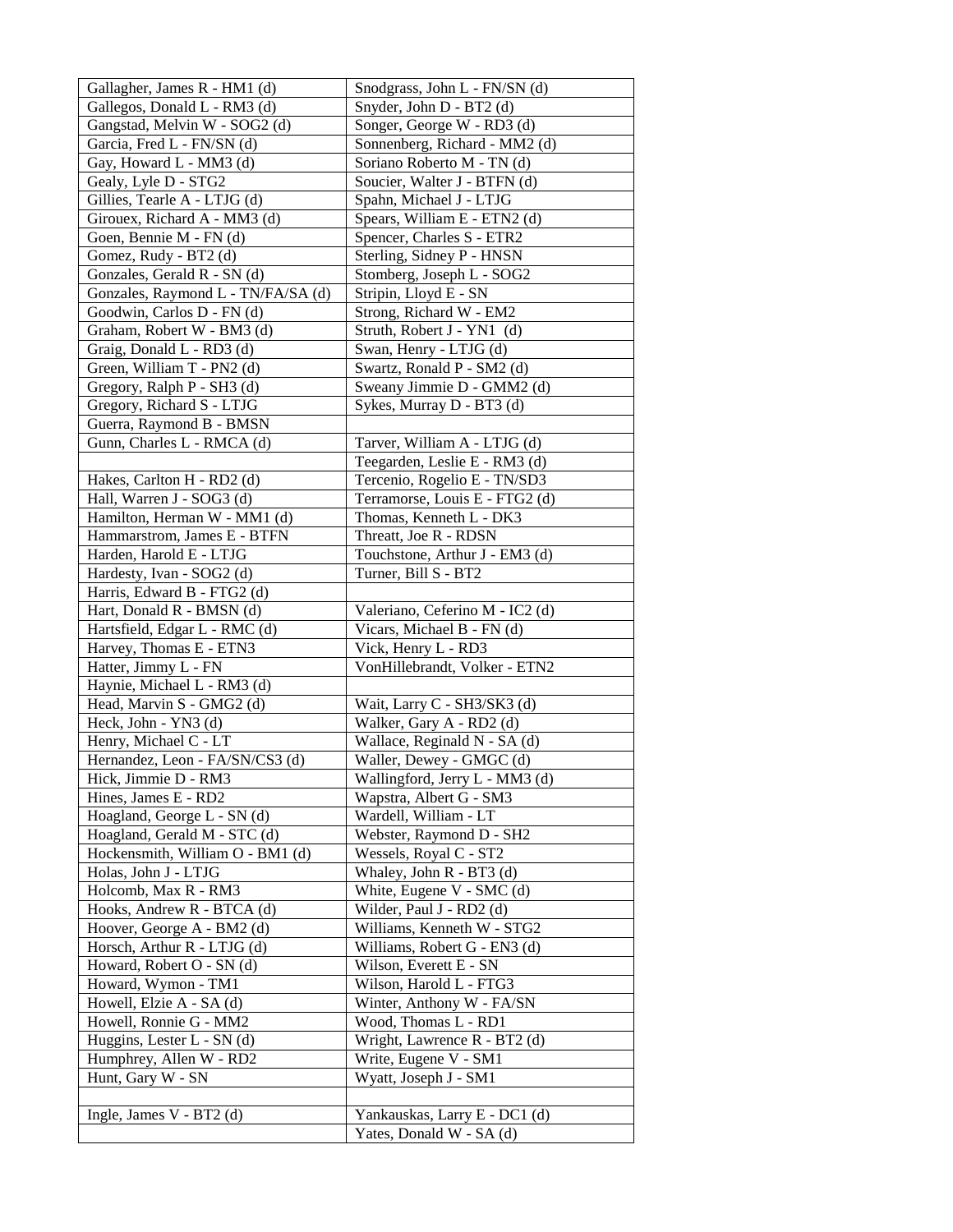| | |
|---|---|
| Gallagher, James R - HM1 (d) | Snodgrass, John L - FN/SN (d) |
| Gallegos, Donald L - RM3 (d) | Snyder, John D - BT2 (d) |
| Gangstad, Melvin W - SOG2 (d) | Songer, George W - RD3 (d) |
| Garcia, Fred L - FN/SN (d) | Sonnenberg, Richard - MM2 (d) |
| Gay, Howard L - MM3 (d) | Soriano Roberto M - TN (d) |
| Gealy, Lyle D - STG2 | Soucier, Walter J - BTFN (d) |
| Gillies, Tearle A - LTJG (d) | Spahn, Michael J - LTJG |
| Girouex, Richard A - MM3 (d) | Spears, William E - ETN2 (d) |
| Goen, Bennie M - FN (d) | Spencer, Charles S - ETR2 |
| Gomez, Rudy - BT2 (d) | Sterling, Sidney P - HNSN |
| Gonzales, Gerald R - SN (d) | Stomberg, Joseph L - SOG2 |
| Gonzales, Raymond L - TN/FA/SA (d) | Stripin, Lloyd E - SN |
| Goodwin, Carlos D - FN (d) | Strong, Richard W - EM2 |
| Graham, Robert W - BM3 (d) | Struth, Robert J - YN1 (d) |
| Graig, Donald L - RD3 (d) | Swan, Henry - LTJG (d) |
| Green, William T - PN2 (d) | Swartz, Ronald P - SM2 (d) |
| Gregory, Ralph P - SH3 (d) | Sweany Jimmie D - GMM2 (d) |
| Gregory, Richard S - LTJG | Sykes, Murray D - BT3 (d) |
| Guerra, Raymond B - BMSN | |
| Gunn, Charles L - RMCA (d) | Tarver, William A - LTJG (d) |
| | Teegarden, Leslie E - RM3 (d) |
| Hakes, Carlton H - RD2 (d) | Tercenio, Rogelio E - TN/SD3 |
| Hall, Warren J - SOG3 (d) | Terramorse, Louis E - FTG2 (d) |
| Hamilton, Herman W - MM1 (d) | Thomas, Kenneth L - DK3 |
| Hammarstrom, James E - BTFN | Threatt, Joe R - RDSN |
| Harden, Harold E - LTJG | Touchstone, Arthur J - EM3 (d) |
| Hardesty, Ivan - SOG2 (d) | Turner, Bill S - BT2 |
| Harris, Edward B - FTG2 (d) | |
| Hart, Donald R - BMSN (d) | Valeriano, Ceferino M - IC2 (d) |
| Hartsfield, Edgar L - RMC (d) | Vicars, Michael B - FN (d) |
| Harvey, Thomas E - ETN3 | Vick, Henry L - RD3 |
| Hatter, Jimmy L - FN | VonHillebrandt, Volker - ETN2 |
| Haynie, Michael L - RM3 (d) | |
| Head, Marvin S - GMG2 (d) | Wait, Larry C - SH3/SK3 (d) |
| Heck, John - YN3 (d) | Walker, Gary A - RD2 (d) |
| Henry, Michael C - LT | Wallace, Reginald N - SA (d) |
| Hernandez, Leon - FA/SN/CS3 (d) | Waller, Dewey - GMGC (d) |
| Hick, Jimmie D - RM3 | Wallingford, Jerry L - MM3 (d) |
| Hines, James E - RD2 | Wapstra, Albert G - SM3 |
| Hoagland, George L - SN (d) | Wardell, William - LT |
| Hoagland, Gerald M - STC (d) | Webster, Raymond D - SH2 |
| Hockensmith, William O - BM1 (d) | Wessels, Royal C - ST2 |
| Holas, John J - LTJG | Whaley, John R - BT3 (d) |
| Holcomb, Max R - RM3 | White, Eugene V - SMC (d) |
| Hooks, Andrew R - BTCA (d) | Wilder, Paul J - RD2 (d) |
| Hoover, George A - BM2 (d) | Williams, Kenneth W - STG2 |
| Horsch, Arthur R - LTJG (d) | Williams, Robert G - EN3 (d) |
| Howard, Robert O - SN (d) | Wilson, Everett E - SN |
| Howard, Wymon - TM1 | Wilson, Harold L - FTG3 |
| Howell, Elzie A - SA (d) | Winter, Anthony W - FA/SN |
| Howell, Ronnie G - MM2 | Wood, Thomas L - RD1 |
| Huggins, Lester L - SN (d) | Wright, Lawrence R - BT2 (d) |
| Humphrey, Allen W - RD2 | Write, Eugene V - SM1 |
| Hunt, Gary W - SN | Wyatt, Joseph J - SM1 |
| | |
| Ingle, James V - BT2 (d) | Yankauskas, Larry E - DC1 (d) |
| | Yates, Donald W - SA (d) |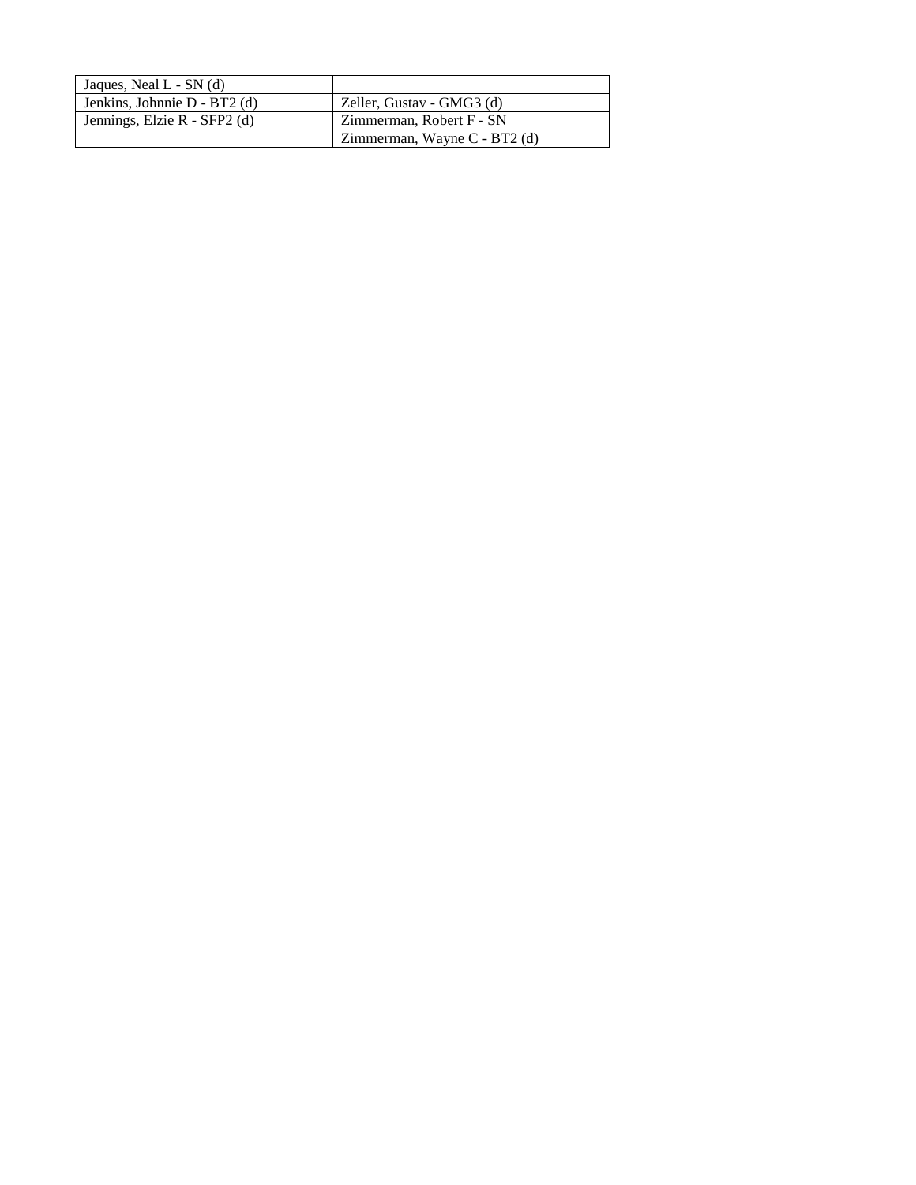| | |
|---|---|
| Jaques, Neal L - SN (d) | |
| Jenkins, Johnnie D - BT2 (d) | Zeller, Gustav - GMG3 (d) |
| Jennings, Elzie R - SFP2 (d) | Zimmerman, Robert F - SN |
| | Zimmerman, Wayne C - BT2 (d) |